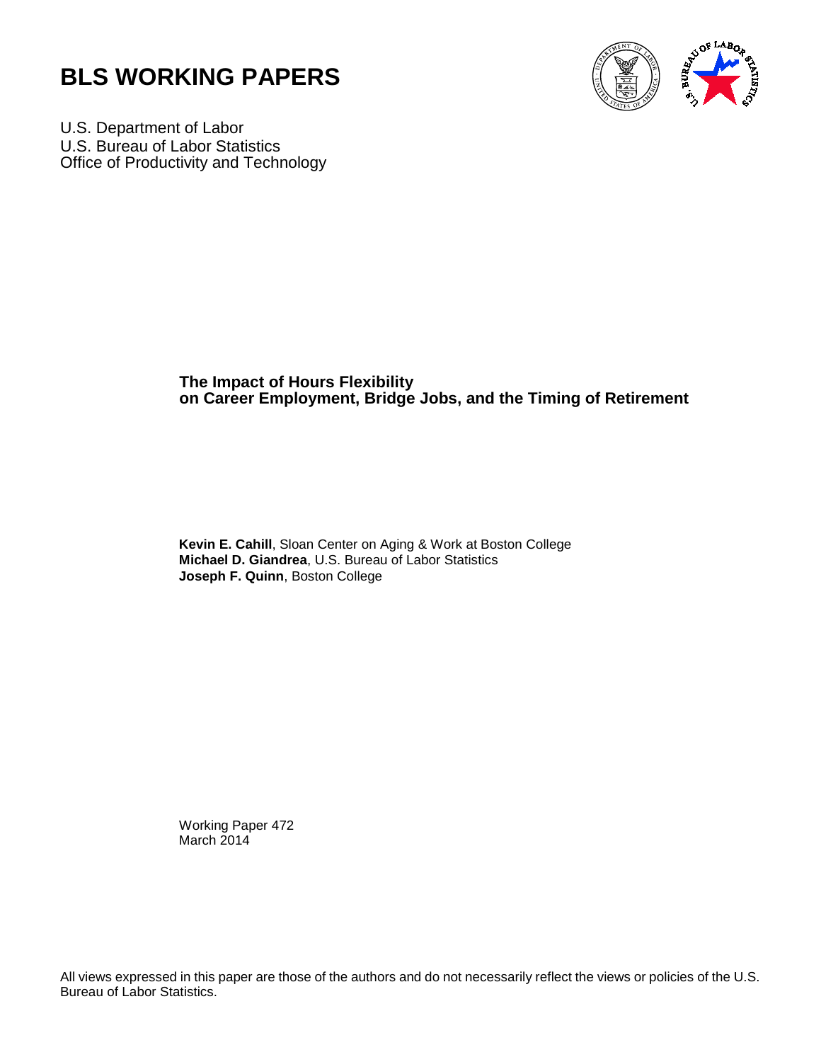# BLS WORKING PAPERS

U.S. Department of Labor
U.S. Bureau of Labor Statistics
Office of Productivity and Technology

**The Impact of Hours Flexibility on Career Employment, Bridge Jobs, and the Timing of Retirement**

**Kevin E. Cahill**, Sloan Center on Aging & Work at Boston College
**Michael D. Giandrea**, U.S. Bureau of Labor Statistics
**Joseph F. Quinn**, Boston College

Working Paper 472
March 2014

All views expressed in this paper are those of the authors and do not necessarily reflect the views or policies of the U.S. Bureau of Labor Statistics.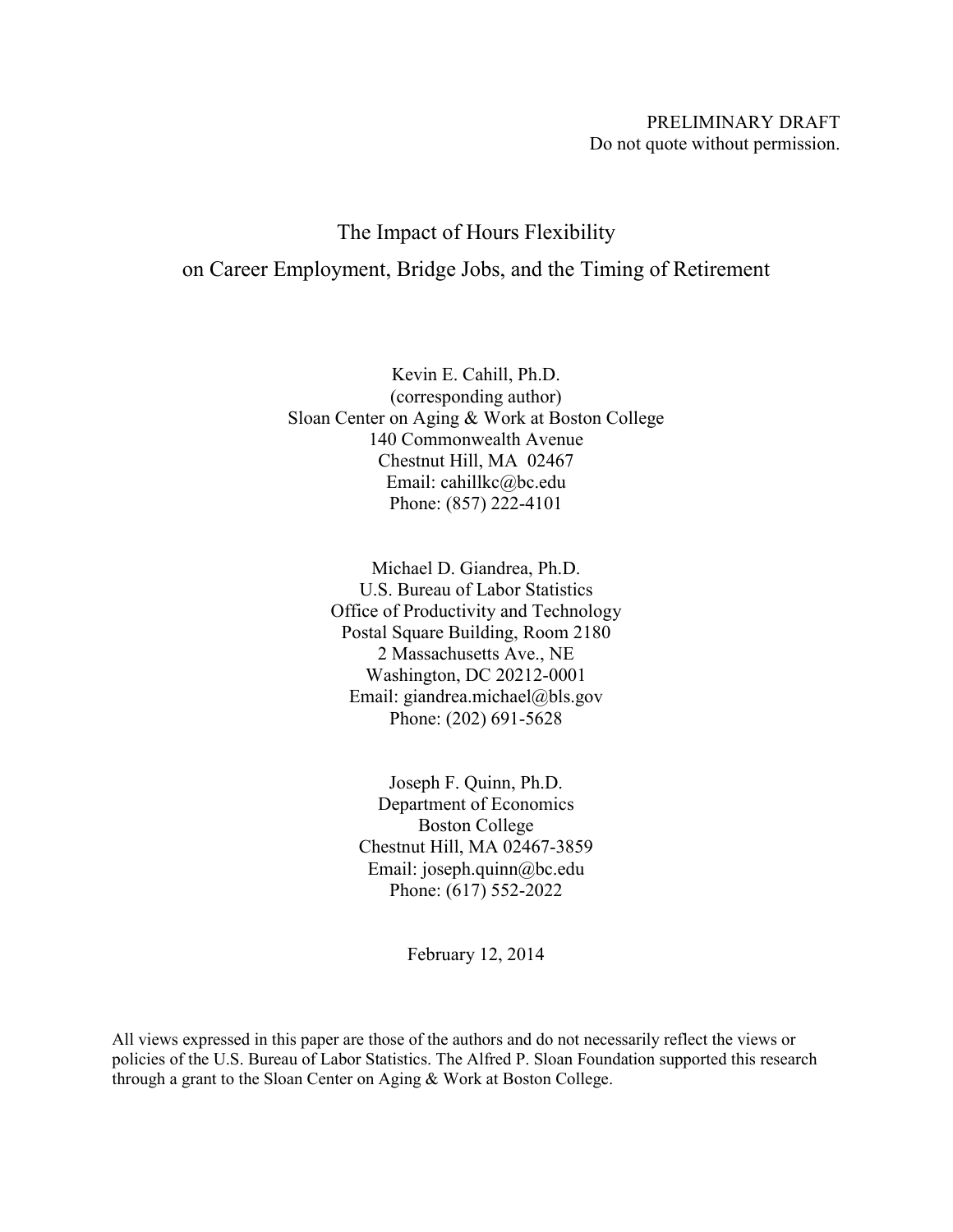PRELIMINARY DRAFT
Do not quote without permission.

# The Impact of Hours Flexibility on Career Employment, Bridge Jobs, and the Timing of Retirement

Kevin E. Cahill, Ph.D.
(corresponding author)
Sloan Center on Aging & Work at Boston College
140 Commonwealth Avenue
Chestnut Hill, MA 02467
Email: cahillkc@bc.edu
Phone: (857) 222-4101

Michael D. Giandrea, Ph.D.
U.S. Bureau of Labor Statistics
Office of Productivity and Technology
Postal Square Building, Room 2180
2 Massachusetts Ave., NE
Washington, DC 20212-0001
Email: giandrea.michael@bls.gov
Phone: (202) 691-5628

Joseph F. Quinn, Ph.D.
Department of Economics
Boston College
Chestnut Hill, MA 02467-3859
Email: joseph.quinn@bc.edu
Phone: (617) 552-2022

February 12, 2014

All views expressed in this paper are those of the authors and do not necessarily reflect the views or policies of the U.S. Bureau of Labor Statistics. The Alfred P. Sloan Foundation supported this research through a grant to the Sloan Center on Aging & Work at Boston College.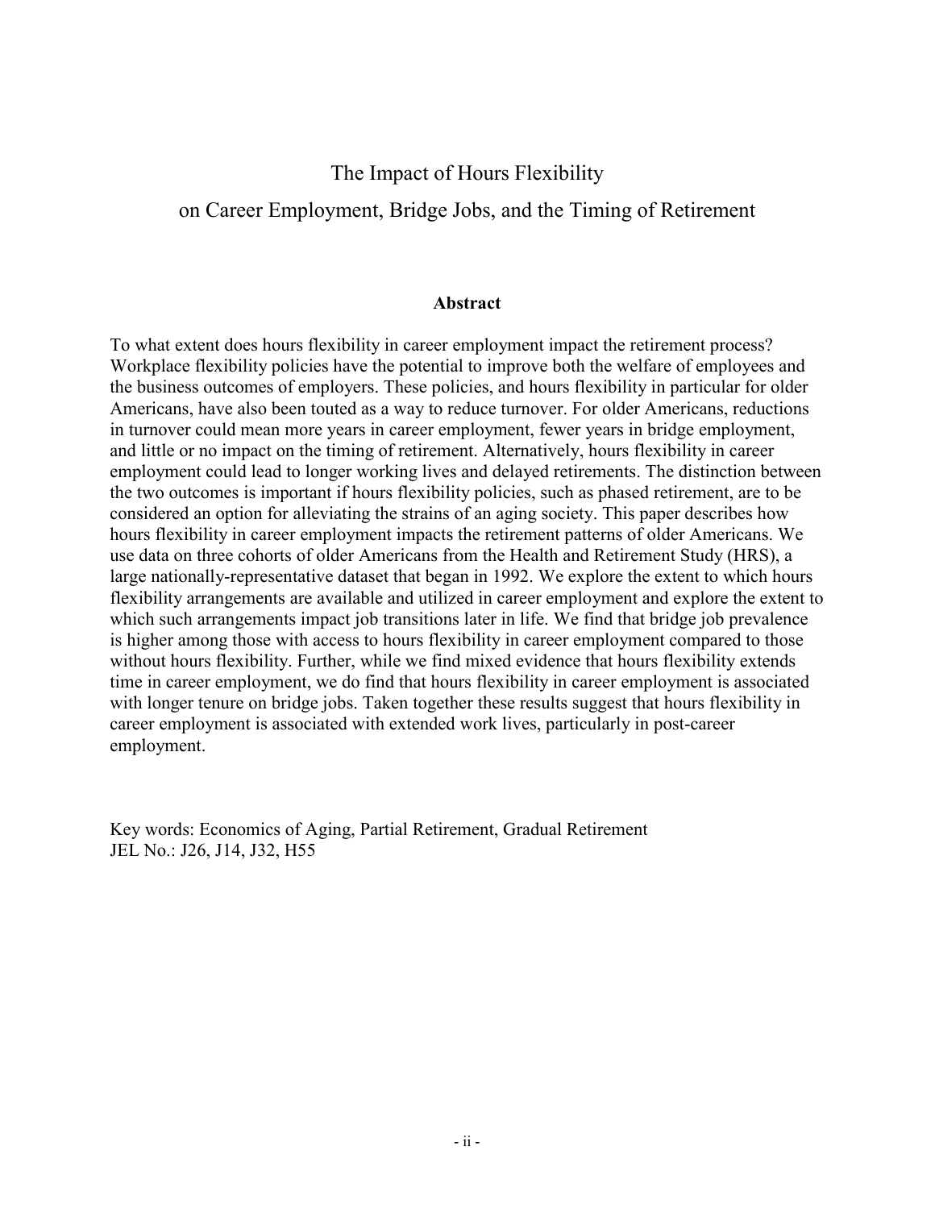# The Impact of Hours Flexibility on Career Employment, Bridge Jobs, and the Timing of Retirement

## Abstract

To what extent does hours flexibility in career employment impact the retirement process? Workplace flexibility policies have the potential to improve both the welfare of employees and the business outcomes of employers. These policies, and hours flexibility in particular for older Americans, have also been touted as a way to reduce turnover. For older Americans, reductions in turnover could mean more years in career employment, fewer years in bridge employment, and little or no impact on the timing of retirement. Alternatively, hours flexibility in career employment could lead to longer working lives and delayed retirements. The distinction between the two outcomes is important if hours flexibility policies, such as phased retirement, are to be considered an option for alleviating the strains of an aging society. This paper describes how hours flexibility in career employment impacts the retirement patterns of older Americans. We use data on three cohorts of older Americans from the Health and Retirement Study (HRS), a large nationally-representative dataset that began in 1992. We explore the extent to which hours flexibility arrangements are available and utilized in career employment and explore the extent to which such arrangements impact job transitions later in life. We find that bridge job prevalence is higher among those with access to hours flexibility in career employment compared to those without hours flexibility. Further, while we find mixed evidence that hours flexibility extends time in career employment, we do find that hours flexibility in career employment is associated with longer tenure on bridge jobs. Taken together these results suggest that hours flexibility in career employment is associated with extended work lives, particularly in post-career employment.

Key words: Economics of Aging, Partial Retirement, Gradual Retirement
JEL No.: J26, J14, J32, H55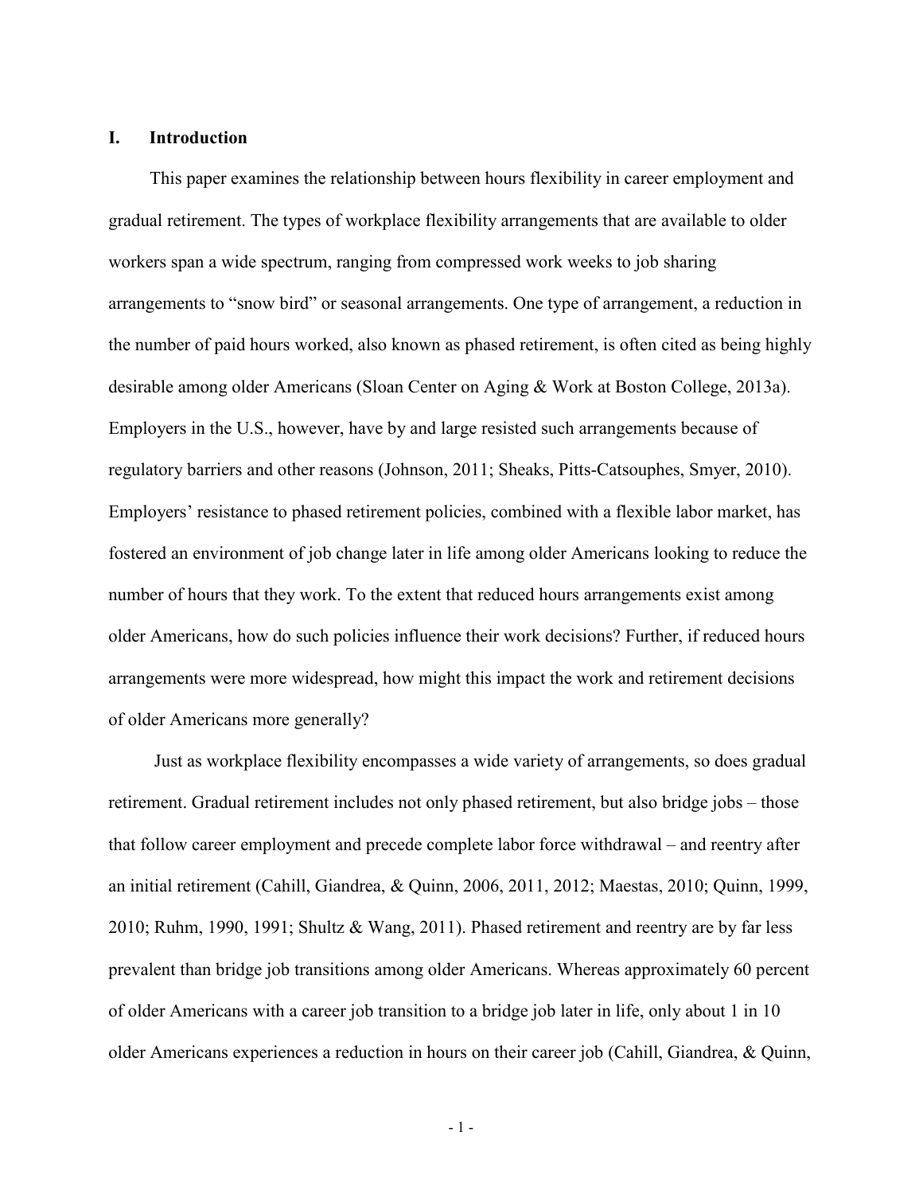## I. Introduction

This paper examines the relationship between hours flexibility in career employment and gradual retirement. The types of workplace flexibility arrangements that are available to older workers span a wide spectrum, ranging from compressed work weeks to job sharing arrangements to "snow bird" or seasonal arrangements. One type of arrangement, a reduction in the number of paid hours worked, also known as phased retirement, is often cited as being highly desirable among older Americans (Sloan Center on Aging & Work at Boston College, 2013a). Employers in the U.S., however, have by and large resisted such arrangements because of regulatory barriers and other reasons (Johnson, 2011; Sheaks, Pitts-Catsouphes, Smyer, 2010). Employers' resistance to phased retirement policies, combined with a flexible labor market, has fostered an environment of job change later in life among older Americans looking to reduce the number of hours that they work. To the extent that reduced hours arrangements exist among older Americans, how do such policies influence their work decisions? Further, if reduced hours arrangements were more widespread, how might this impact the work and retirement decisions of older Americans more generally?

Just as workplace flexibility encompasses a wide variety of arrangements, so does gradual retirement. Gradual retirement includes not only phased retirement, but also bridge jobs – those that follow career employment and precede complete labor force withdrawal – and reentry after an initial retirement (Cahill, Giandrea, & Quinn, 2006, 2011, 2012; Maestas, 2010; Quinn, 1999, 2010; Ruhm, 1990, 1991; Shultz & Wang, 2011). Phased retirement and reentry are by far less prevalent than bridge job transitions among older Americans. Whereas approximately 60 percent of older Americans with a career job transition to a bridge job later in life, only about 1 in 10 older Americans experiences a reduction in hours on their career job (Cahill, Giandrea, & Quinn,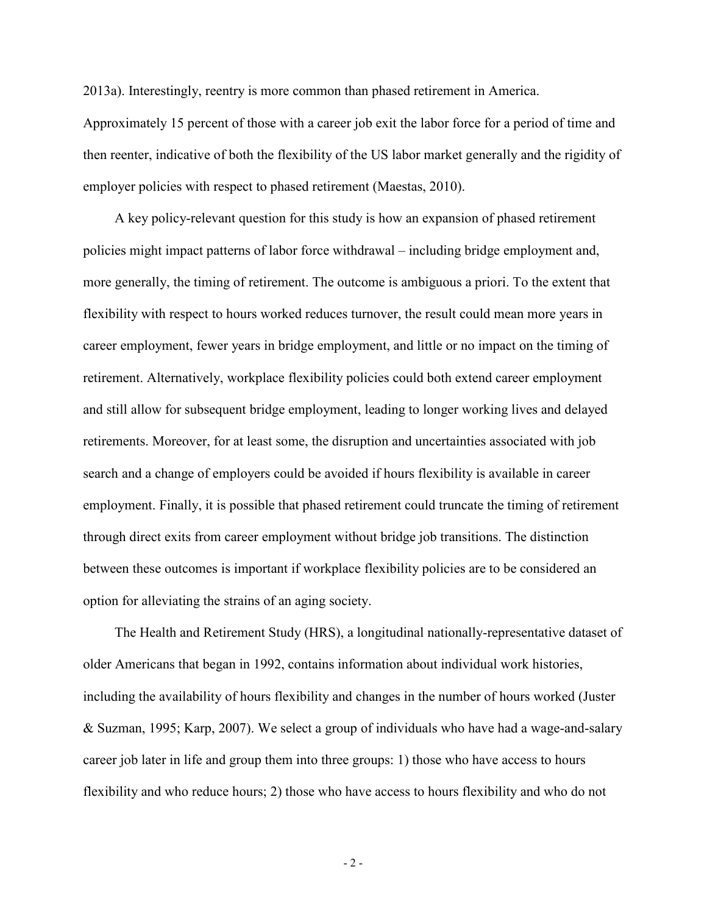2013a). Interestingly, reentry is more common than phased retirement in America. Approximately 15 percent of those with a career job exit the labor force for a period of time and then reenter, indicative of both the flexibility of the US labor market generally and the rigidity of employer policies with respect to phased retirement (Maestas, 2010).

A key policy-relevant question for this study is how an expansion of phased retirement policies might impact patterns of labor force withdrawal – including bridge employment and, more generally, the timing of retirement. The outcome is ambiguous a priori. To the extent that flexibility with respect to hours worked reduces turnover, the result could mean more years in career employment, fewer years in bridge employment, and little or no impact on the timing of retirement. Alternatively, workplace flexibility policies could both extend career employment and still allow for subsequent bridge employment, leading to longer working lives and delayed retirements. Moreover, for at least some, the disruption and uncertainties associated with job search and a change of employers could be avoided if hours flexibility is available in career employment. Finally, it is possible that phased retirement could truncate the timing of retirement through direct exits from career employment without bridge job transitions. The distinction between these outcomes is important if workplace flexibility policies are to be considered an option for alleviating the strains of an aging society.

The Health and Retirement Study (HRS), a longitudinal nationally-representative dataset of older Americans that began in 1992, contains information about individual work histories, including the availability of hours flexibility and changes in the number of hours worked (Juster & Suzman, 1995; Karp, 2007). We select a group of individuals who have had a wage-and-salary career job later in life and group them into three groups: 1) those who have access to hours flexibility and who reduce hours; 2) those who have access to hours flexibility and who do not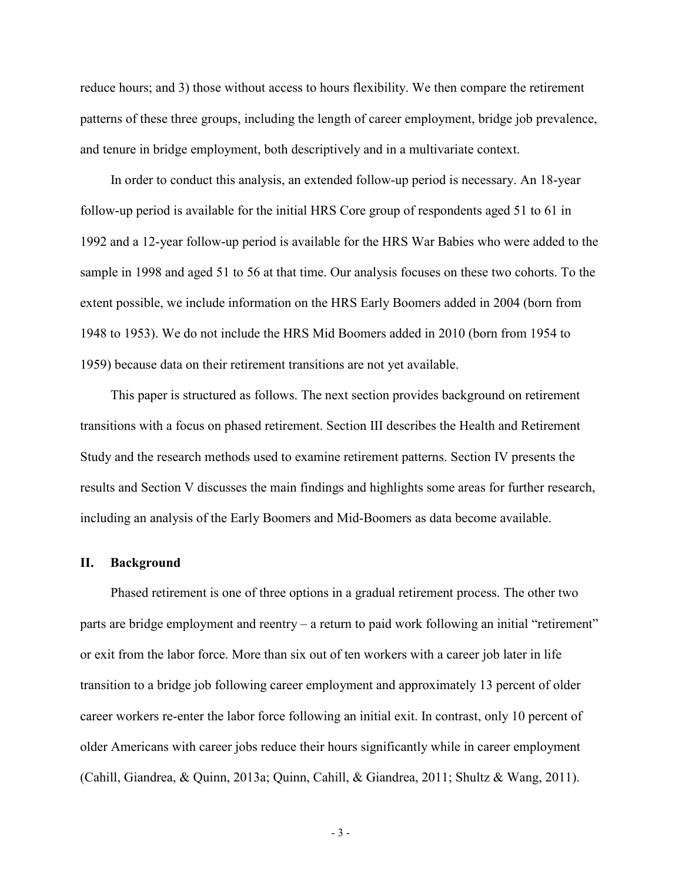reduce hours; and 3) those without access to hours flexibility. We then compare the retirement patterns of these three groups, including the length of career employment, bridge job prevalence, and tenure in bridge employment, both descriptively and in a multivariate context.

In order to conduct this analysis, an extended follow-up period is necessary. An 18-year follow-up period is available for the initial HRS Core group of respondents aged 51 to 61 in 1992 and a 12-year follow-up period is available for the HRS War Babies who were added to the sample in 1998 and aged 51 to 56 at that time. Our analysis focuses on these two cohorts. To the extent possible, we include information on the HRS Early Boomers added in 2004 (born from 1948 to 1953). We do not include the HRS Mid Boomers added in 2010 (born from 1954 to 1959) because data on their retirement transitions are not yet available.

This paper is structured as follows. The next section provides background on retirement transitions with a focus on phased retirement. Section III describes the Health and Retirement Study and the research methods used to examine retirement patterns. Section IV presents the results and Section V discusses the main findings and highlights some areas for further research, including an analysis of the Early Boomers and Mid-Boomers as data become available.

## II. Background

Phased retirement is one of three options in a gradual retirement process. The other two parts are bridge employment and reentry – a return to paid work following an initial "retirement" or exit from the labor force. More than six out of ten workers with a career job later in life transition to a bridge job following career employment and approximately 13 percent of older career workers re-enter the labor force following an initial exit. In contrast, only 10 percent of older Americans with career jobs reduce their hours significantly while in career employment (Cahill, Giandrea, & Quinn, 2013a; Quinn, Cahill, & Giandrea, 2011; Shultz & Wang, 2011).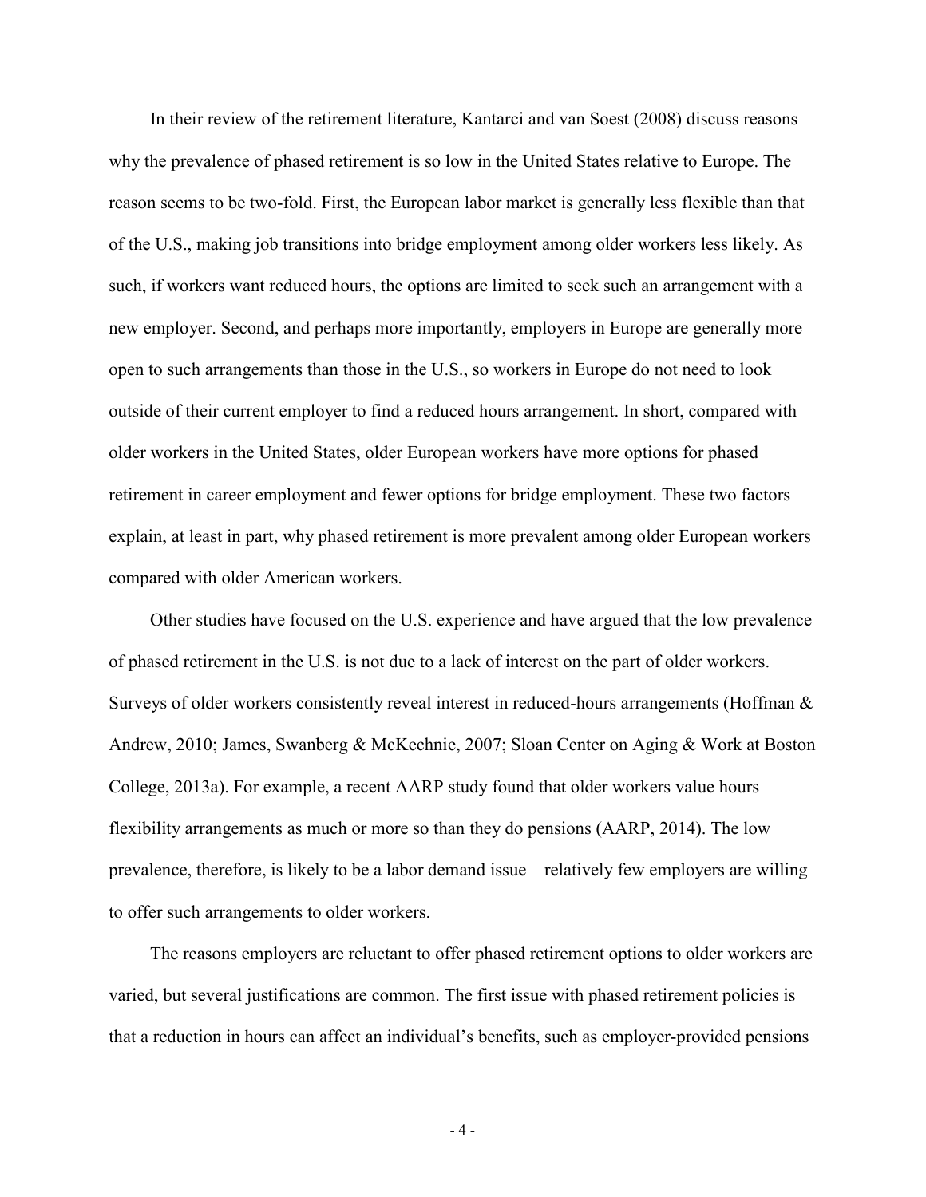In their review of the retirement literature, Kantarci and van Soest (2008) discuss reasons why the prevalence of phased retirement is so low in the United States relative to Europe. The reason seems to be two-fold. First, the European labor market is generally less flexible than that of the U.S., making job transitions into bridge employment among older workers less likely. As such, if workers want reduced hours, the options are limited to seek such an arrangement with a new employer. Second, and perhaps more importantly, employers in Europe are generally more open to such arrangements than those in the U.S., so workers in Europe do not need to look outside of their current employer to find a reduced hours arrangement. In short, compared with older workers in the United States, older European workers have more options for phased retirement in career employment and fewer options for bridge employment. These two factors explain, at least in part, why phased retirement is more prevalent among older European workers compared with older American workers.

Other studies have focused on the U.S. experience and have argued that the low prevalence of phased retirement in the U.S. is not due to a lack of interest on the part of older workers. Surveys of older workers consistently reveal interest in reduced-hours arrangements (Hoffman & Andrew, 2010; James, Swanberg & McKechnie, 2007; Sloan Center on Aging & Work at Boston College, 2013a). For example, a recent AARP study found that older workers value hours flexibility arrangements as much or more so than they do pensions (AARP, 2014). The low prevalence, therefore, is likely to be a labor demand issue – relatively few employers are willing to offer such arrangements to older workers.

The reasons employers are reluctant to offer phased retirement options to older workers are varied, but several justifications are common. The first issue with phased retirement policies is that a reduction in hours can affect an individual's benefits, such as employer-provided pensions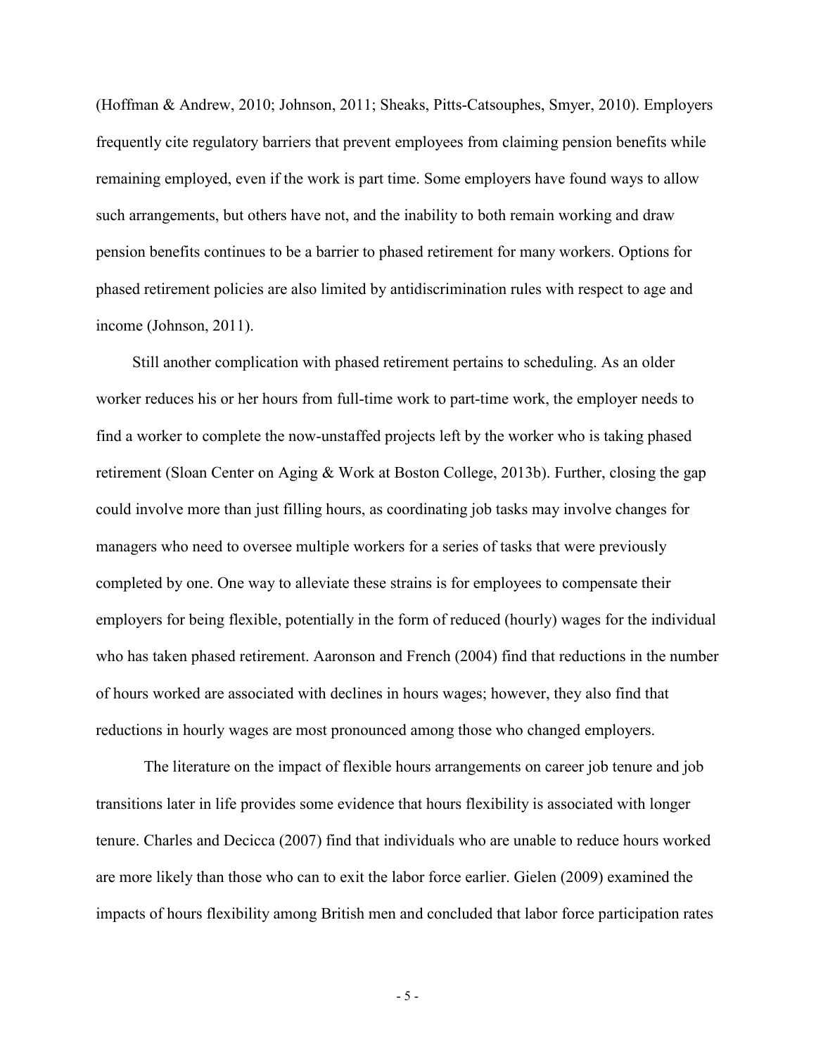(Hoffman & Andrew, 2010; Johnson, 2011; Sheaks, Pitts-Catsouphes, Smyer, 2010). Employers frequently cite regulatory barriers that prevent employees from claiming pension benefits while remaining employed, even if the work is part time. Some employers have found ways to allow such arrangements, but others have not, and the inability to both remain working and draw pension benefits continues to be a barrier to phased retirement for many workers. Options for phased retirement policies are also limited by antidiscrimination rules with respect to age and income (Johnson, 2011).

Still another complication with phased retirement pertains to scheduling. As an older worker reduces his or her hours from full-time work to part-time work, the employer needs to find a worker to complete the now-unstaffed projects left by the worker who is taking phased retirement (Sloan Center on Aging & Work at Boston College, 2013b). Further, closing the gap could involve more than just filling hours, as coordinating job tasks may involve changes for managers who need to oversee multiple workers for a series of tasks that were previously completed by one. One way to alleviate these strains is for employees to compensate their employers for being flexible, potentially in the form of reduced (hourly) wages for the individual who has taken phased retirement. Aaronson and French (2004) find that reductions in the number of hours worked are associated with declines in hours wages; however, they also find that reductions in hourly wages are most pronounced among those who changed employers.

The literature on the impact of flexible hours arrangements on career job tenure and job transitions later in life provides some evidence that hours flexibility is associated with longer tenure. Charles and Decicca (2007) find that individuals who are unable to reduce hours worked are more likely than those who can to exit the labor force earlier. Gielen (2009) examined the impacts of hours flexibility among British men and concluded that labor force participation rates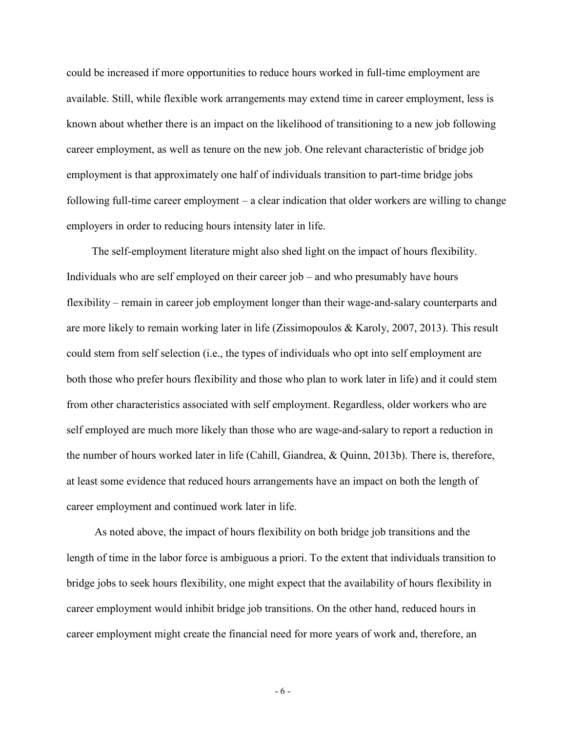could be increased if more opportunities to reduce hours worked in full-time employment are available. Still, while flexible work arrangements may extend time in career employment, less is known about whether there is an impact on the likelihood of transitioning to a new job following career employment, as well as tenure on the new job. One relevant characteristic of bridge job employment is that approximately one half of individuals transition to part-time bridge jobs following full-time career employment – a clear indication that older workers are willing to change employers in order to reducing hours intensity later in life.

The self-employment literature might also shed light on the impact of hours flexibility. Individuals who are self employed on their career job – and who presumably have hours flexibility – remain in career job employment longer than their wage-and-salary counterparts and are more likely to remain working later in life (Zissimopoulos & Karoly, 2007, 2013). This result could stem from self selection (i.e., the types of individuals who opt into self employment are both those who prefer hours flexibility and those who plan to work later in life) and it could stem from other characteristics associated with self employment. Regardless, older workers who are self employed are much more likely than those who are wage-and-salary to report a reduction in the number of hours worked later in life (Cahill, Giandrea, & Quinn, 2013b). There is, therefore, at least some evidence that reduced hours arrangements have an impact on both the length of career employment and continued work later in life.

As noted above, the impact of hours flexibility on both bridge job transitions and the length of time in the labor force is ambiguous a priori. To the extent that individuals transition to bridge jobs to seek hours flexibility, one might expect that the availability of hours flexibility in career employment would inhibit bridge job transitions. On the other hand, reduced hours in career employment might create the financial need for more years of work and, therefore, an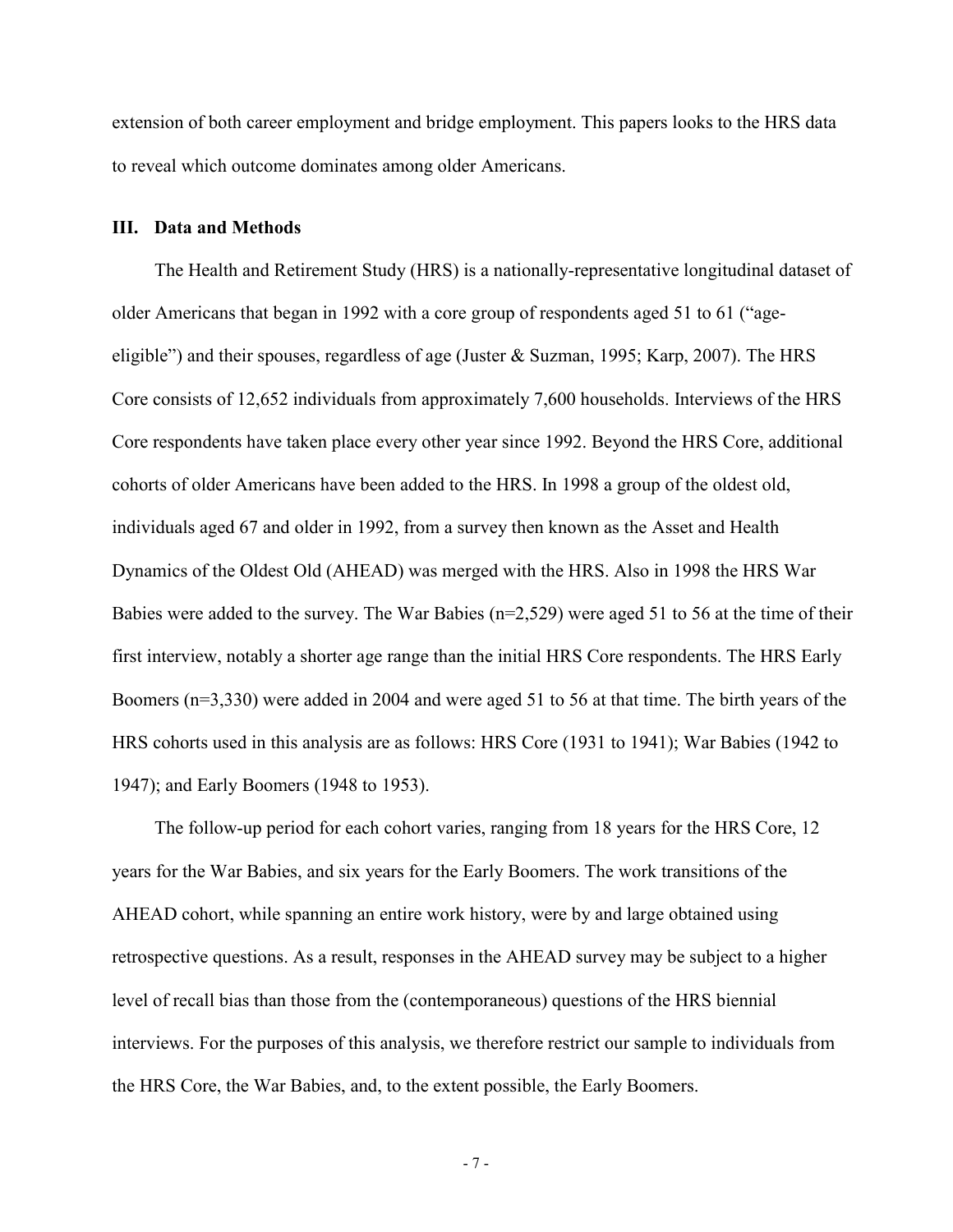extension of both career employment and bridge employment. This papers looks to the HRS data to reveal which outcome dominates among older Americans.

## III. Data and Methods

The Health and Retirement Study (HRS) is a nationally-representative longitudinal dataset of older Americans that began in 1992 with a core group of respondents aged 51 to 61 ("age-eligible") and their spouses, regardless of age (Juster & Suzman, 1995; Karp, 2007). The HRS Core consists of 12,652 individuals from approximately 7,600 households. Interviews of the HRS Core respondents have taken place every other year since 1992. Beyond the HRS Core, additional cohorts of older Americans have been added to the HRS. In 1998 a group of the oldest old, individuals aged 67 and older in 1992, from a survey then known as the Asset and Health Dynamics of the Oldest Old (AHEAD) was merged with the HRS. Also in 1998 the HRS War Babies were added to the survey. The War Babies (n=2,529) were aged 51 to 56 at the time of their first interview, notably a shorter age range than the initial HRS Core respondents. The HRS Early Boomers (n=3,330) were added in 2004 and were aged 51 to 56 at that time. The birth years of the HRS cohorts used in this analysis are as follows: HRS Core (1931 to 1941); War Babies (1942 to 1947); and Early Boomers (1948 to 1953).

The follow-up period for each cohort varies, ranging from 18 years for the HRS Core, 12 years for the War Babies, and six years for the Early Boomers. The work transitions of the AHEAD cohort, while spanning an entire work history, were by and large obtained using retrospective questions. As a result, responses in the AHEAD survey may be subject to a higher level of recall bias than those from the (contemporaneous) questions of the HRS biennial interviews. For the purposes of this analysis, we therefore restrict our sample to individuals from the HRS Core, the War Babies, and, to the extent possible, the Early Boomers.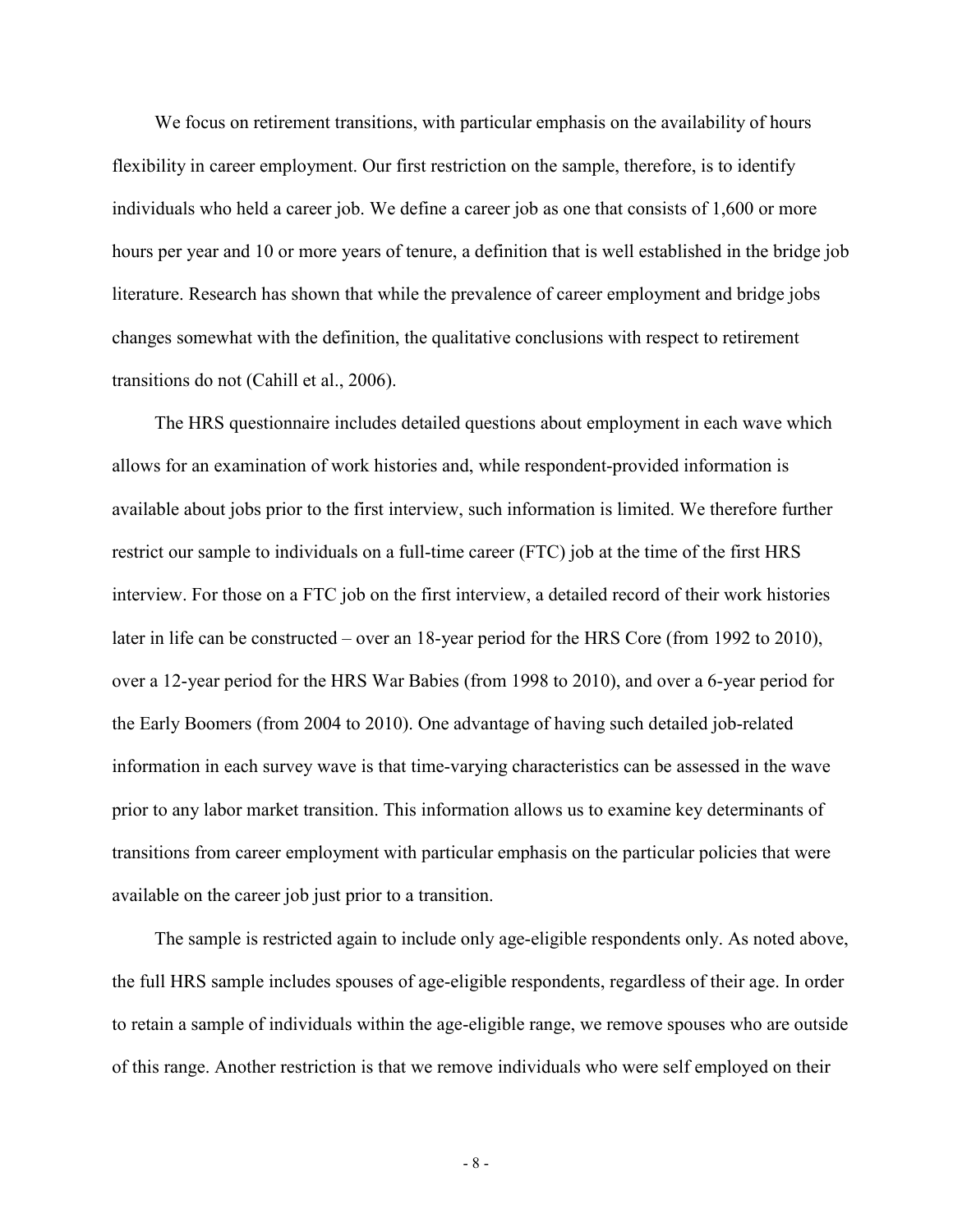We focus on retirement transitions, with particular emphasis on the availability of hours flexibility in career employment. Our first restriction on the sample, therefore, is to identify individuals who held a career job. We define a career job as one that consists of 1,600 or more hours per year and 10 or more years of tenure, a definition that is well established in the bridge job literature. Research has shown that while the prevalence of career employment and bridge jobs changes somewhat with the definition, the qualitative conclusions with respect to retirement transitions do not (Cahill et al., 2006).

The HRS questionnaire includes detailed questions about employment in each wave which allows for an examination of work histories and, while respondent-provided information is available about jobs prior to the first interview, such information is limited. We therefore further restrict our sample to individuals on a full-time career (FTC) job at the time of the first HRS interview. For those on a FTC job on the first interview, a detailed record of their work histories later in life can be constructed – over an 18-year period for the HRS Core (from 1992 to 2010), over a 12-year period for the HRS War Babies (from 1998 to 2010), and over a 6-year period for the Early Boomers (from 2004 to 2010). One advantage of having such detailed job-related information in each survey wave is that time-varying characteristics can be assessed in the wave prior to any labor market transition. This information allows us to examine key determinants of transitions from career employment with particular emphasis on the particular policies that were available on the career job just prior to a transition.

The sample is restricted again to include only age-eligible respondents only. As noted above, the full HRS sample includes spouses of age-eligible respondents, regardless of their age. In order to retain a sample of individuals within the age-eligible range, we remove spouses who are outside of this range. Another restriction is that we remove individuals who were self employed on their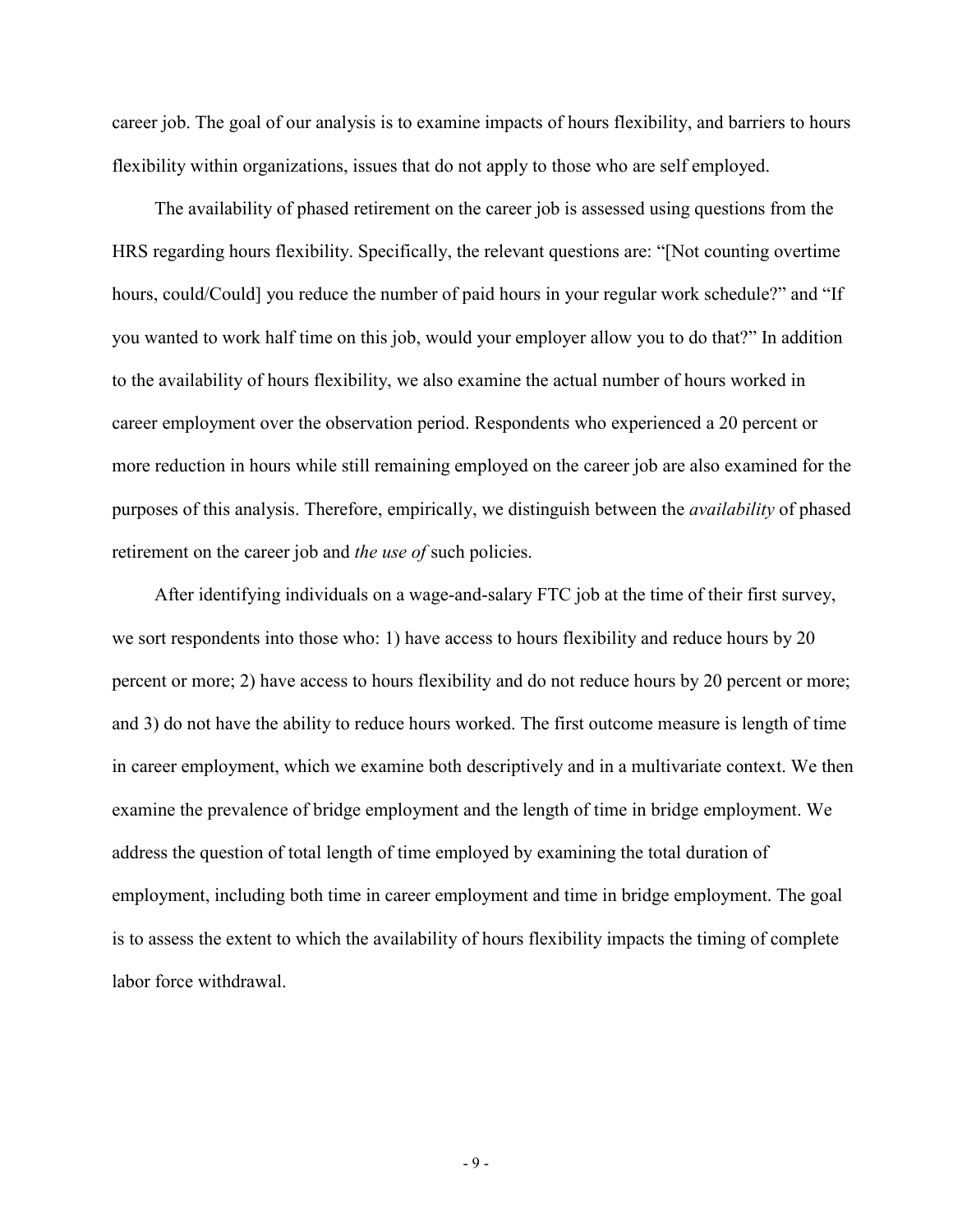career job. The goal of our analysis is to examine impacts of hours flexibility, and barriers to hours flexibility within organizations, issues that do not apply to those who are self employed.

The availability of phased retirement on the career job is assessed using questions from the HRS regarding hours flexibility. Specifically, the relevant questions are: "[Not counting overtime hours, could/Could] you reduce the number of paid hours in your regular work schedule?" and "If you wanted to work half time on this job, would your employer allow you to do that?" In addition to the availability of hours flexibility, we also examine the actual number of hours worked in career employment over the observation period. Respondents who experienced a 20 percent or more reduction in hours while still remaining employed on the career job are also examined for the purposes of this analysis. Therefore, empirically, we distinguish between the *availability* of phased retirement on the career job and *the use of* such policies.

After identifying individuals on a wage-and-salary FTC job at the time of their first survey, we sort respondents into those who: 1) have access to hours flexibility and reduce hours by 20 percent or more; 2) have access to hours flexibility and do not reduce hours by 20 percent or more; and 3) do not have the ability to reduce hours worked. The first outcome measure is length of time in career employment, which we examine both descriptively and in a multivariate context. We then examine the prevalence of bridge employment and the length of time in bridge employment. We address the question of total length of time employed by examining the total duration of employment, including both time in career employment and time in bridge employment. The goal is to assess the extent to which the availability of hours flexibility impacts the timing of complete labor force withdrawal.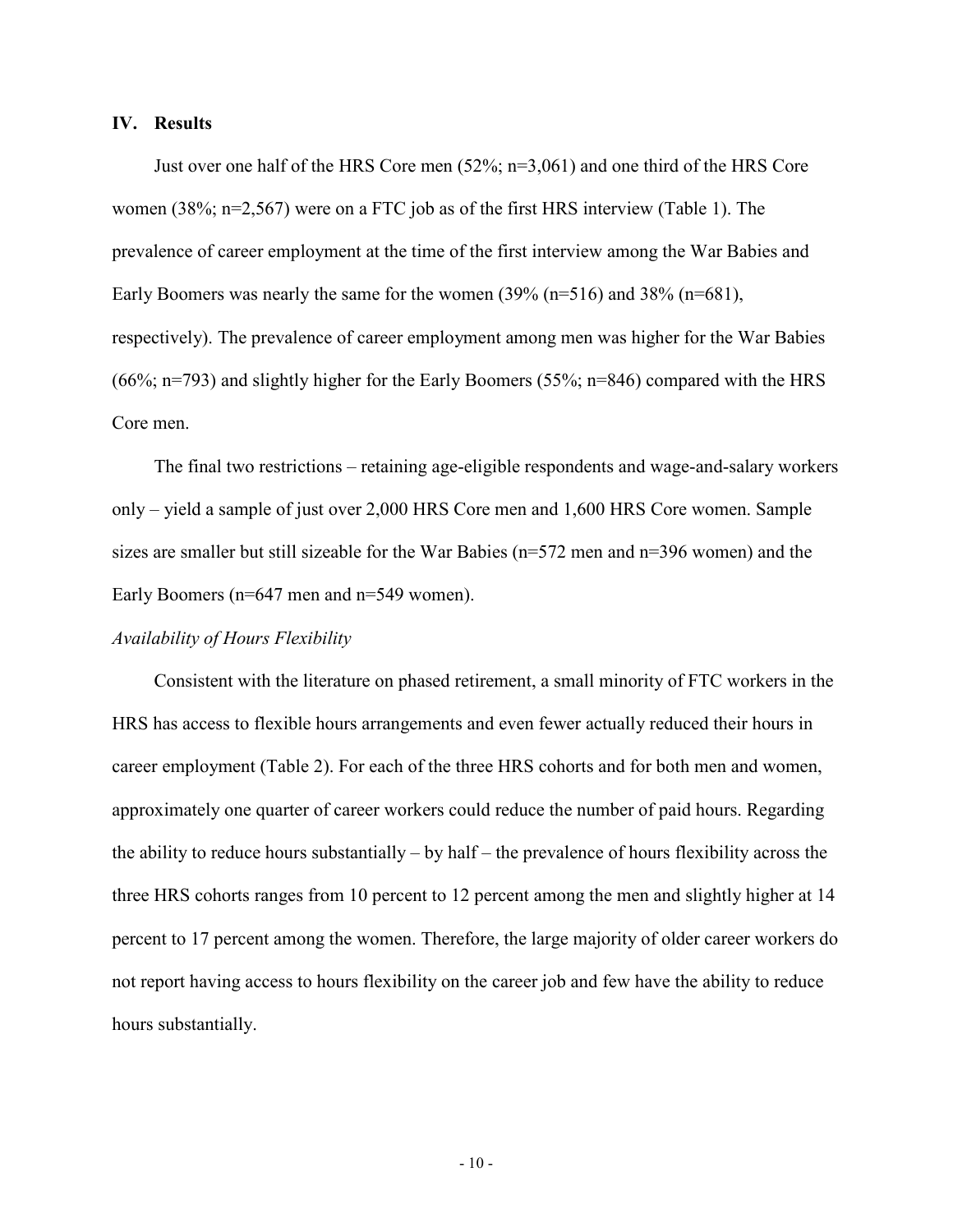## IV. Results

Just over one half of the HRS Core men (52%; n=3,061) and one third of the HRS Core women (38%; n=2,567) were on a FTC job as of the first HRS interview (Table 1). The prevalence of career employment at the time of the first interview among the War Babies and Early Boomers was nearly the same for the women (39% (n=516) and 38% (n=681), respectively). The prevalence of career employment among men was higher for the War Babies (66%; n=793) and slightly higher for the Early Boomers (55%; n=846) compared with the HRS Core men.

The final two restrictions – retaining age-eligible respondents and wage-and-salary workers only – yield a sample of just over 2,000 HRS Core men and 1,600 HRS Core women. Sample sizes are smaller but still sizeable for the War Babies (n=572 men and n=396 women) and the Early Boomers (n=647 men and n=549 women).

*Availability of Hours Flexibility*

Consistent with the literature on phased retirement, a small minority of FTC workers in the HRS has access to flexible hours arrangements and even fewer actually reduced their hours in career employment (Table 2). For each of the three HRS cohorts and for both men and women, approximately one quarter of career workers could reduce the number of paid hours. Regarding the ability to reduce hours substantially – by half – the prevalence of hours flexibility across the three HRS cohorts ranges from 10 percent to 12 percent among the men and slightly higher at 14 percent to 17 percent among the women. Therefore, the large majority of older career workers do not report having access to hours flexibility on the career job and few have the ability to reduce hours substantially.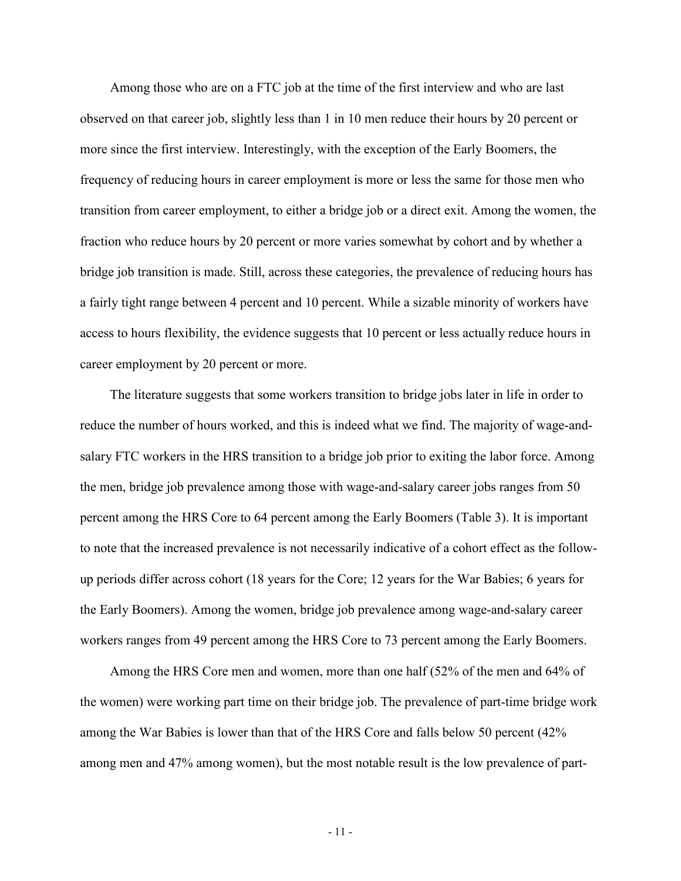Among those who are on a FTC job at the time of the first interview and who are last observed on that career job, slightly less than 1 in 10 men reduce their hours by 20 percent or more since the first interview. Interestingly, with the exception of the Early Boomers, the frequency of reducing hours in career employment is more or less the same for those men who transition from career employment, to either a bridge job or a direct exit. Among the women, the fraction who reduce hours by 20 percent or more varies somewhat by cohort and by whether a bridge job transition is made. Still, across these categories, the prevalence of reducing hours has a fairly tight range between 4 percent and 10 percent. While a sizable minority of workers have access to hours flexibility, the evidence suggests that 10 percent or less actually reduce hours in career employment by 20 percent or more.

The literature suggests that some workers transition to bridge jobs later in life in order to reduce the number of hours worked, and this is indeed what we find. The majority of wage-and-salary FTC workers in the HRS transition to a bridge job prior to exiting the labor force. Among the men, bridge job prevalence among those with wage-and-salary career jobs ranges from 50 percent among the HRS Core to 64 percent among the Early Boomers (Table 3). It is important to note that the increased prevalence is not necessarily indicative of a cohort effect as the follow-up periods differ across cohort (18 years for the Core; 12 years for the War Babies; 6 years for the Early Boomers). Among the women, bridge job prevalence among wage-and-salary career workers ranges from 49 percent among the HRS Core to 73 percent among the Early Boomers.

Among the HRS Core men and women, more than one half (52% of the men and 64% of the women) were working part time on their bridge job. The prevalence of part-time bridge work among the War Babies is lower than that of the HRS Core and falls below 50 percent (42% among men and 47% among women), but the most notable result is the low prevalence of part-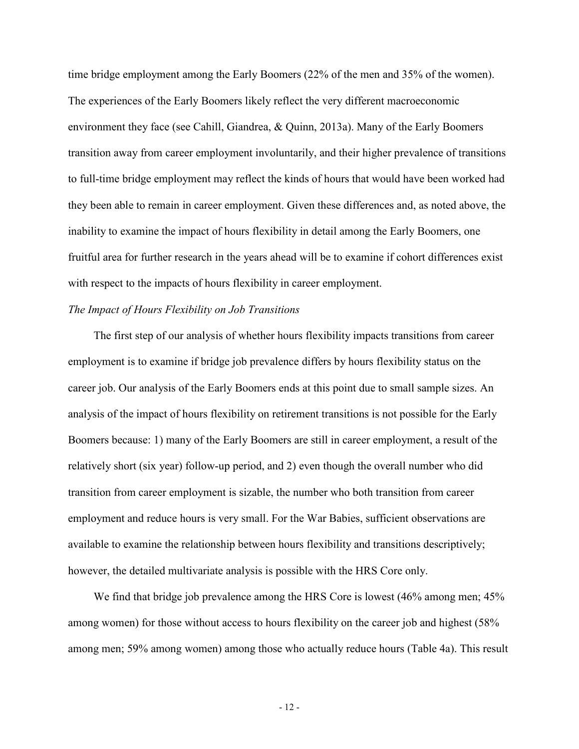time bridge employment among the Early Boomers (22% of the men and 35% of the women). The experiences of the Early Boomers likely reflect the very different macroeconomic environment they face (see Cahill, Giandrea, & Quinn, 2013a). Many of the Early Boomers transition away from career employment involuntarily, and their higher prevalence of transitions to full-time bridge employment may reflect the kinds of hours that would have been worked had they been able to remain in career employment. Given these differences and, as noted above, the inability to examine the impact of hours flexibility in detail among the Early Boomers, one fruitful area for further research in the years ahead will be to examine if cohort differences exist with respect to the impacts of hours flexibility in career employment.

*The Impact of Hours Flexibility on Job Transitions*

The first step of our analysis of whether hours flexibility impacts transitions from career employment is to examine if bridge job prevalence differs by hours flexibility status on the career job. Our analysis of the Early Boomers ends at this point due to small sample sizes. An analysis of the impact of hours flexibility on retirement transitions is not possible for the Early Boomers because: 1) many of the Early Boomers are still in career employment, a result of the relatively short (six year) follow-up period, and 2) even though the overall number who did transition from career employment is sizable, the number who both transition from career employment and reduce hours is very small. For the War Babies, sufficient observations are available to examine the relationship between hours flexibility and transitions descriptively; however, the detailed multivariate analysis is possible with the HRS Core only.

We find that bridge job prevalence among the HRS Core is lowest (46% among men; 45% among women) for those without access to hours flexibility on the career job and highest (58% among men; 59% among women) among those who actually reduce hours (Table 4a). This result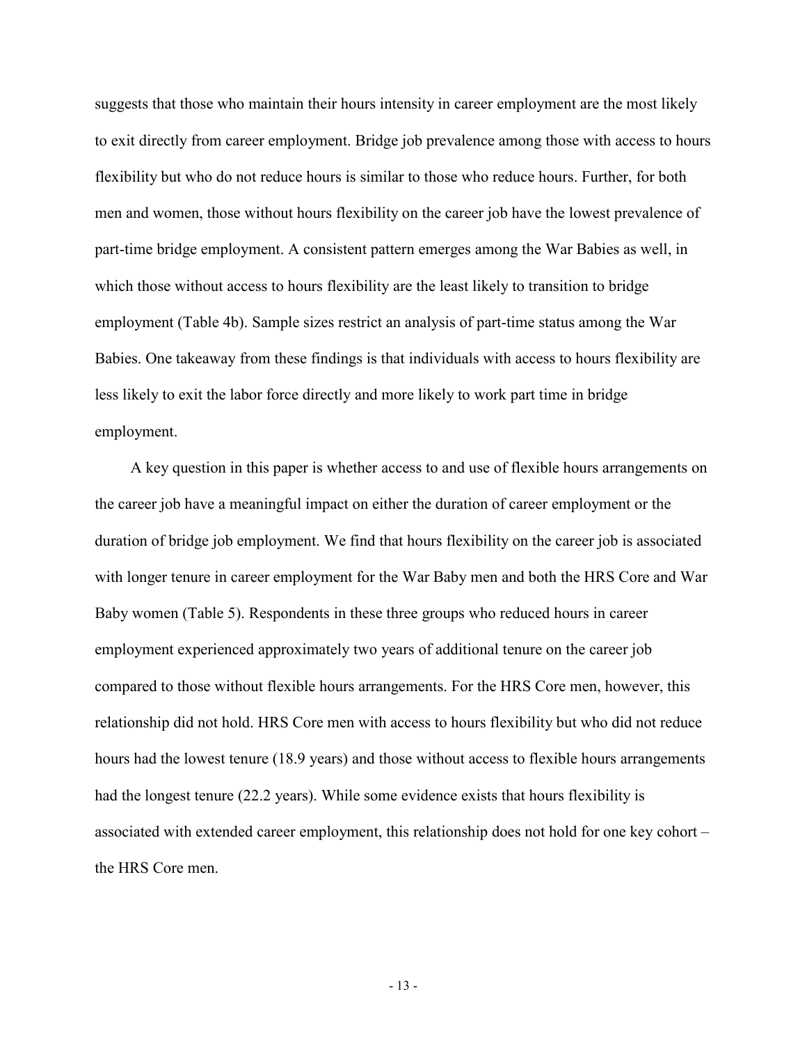suggests that those who maintain their hours intensity in career employment are the most likely to exit directly from career employment. Bridge job prevalence among those with access to hours flexibility but who do not reduce hours is similar to those who reduce hours. Further, for both men and women, those without hours flexibility on the career job have the lowest prevalence of part-time bridge employment. A consistent pattern emerges among the War Babies as well, in which those without access to hours flexibility are the least likely to transition to bridge employment (Table 4b). Sample sizes restrict an analysis of part-time status among the War Babies. One takeaway from these findings is that individuals with access to hours flexibility are less likely to exit the labor force directly and more likely to work part time in bridge employment.

A key question in this paper is whether access to and use of flexible hours arrangements on the career job have a meaningful impact on either the duration of career employment or the duration of bridge job employment. We find that hours flexibility on the career job is associated with longer tenure in career employment for the War Baby men and both the HRS Core and War Baby women (Table 5). Respondents in these three groups who reduced hours in career employment experienced approximately two years of additional tenure on the career job compared to those without flexible hours arrangements. For the HRS Core men, however, this relationship did not hold. HRS Core men with access to hours flexibility but who did not reduce hours had the lowest tenure (18.9 years) and those without access to flexible hours arrangements had the longest tenure (22.2 years). While some evidence exists that hours flexibility is associated with extended career employment, this relationship does not hold for one key cohort – the HRS Core men.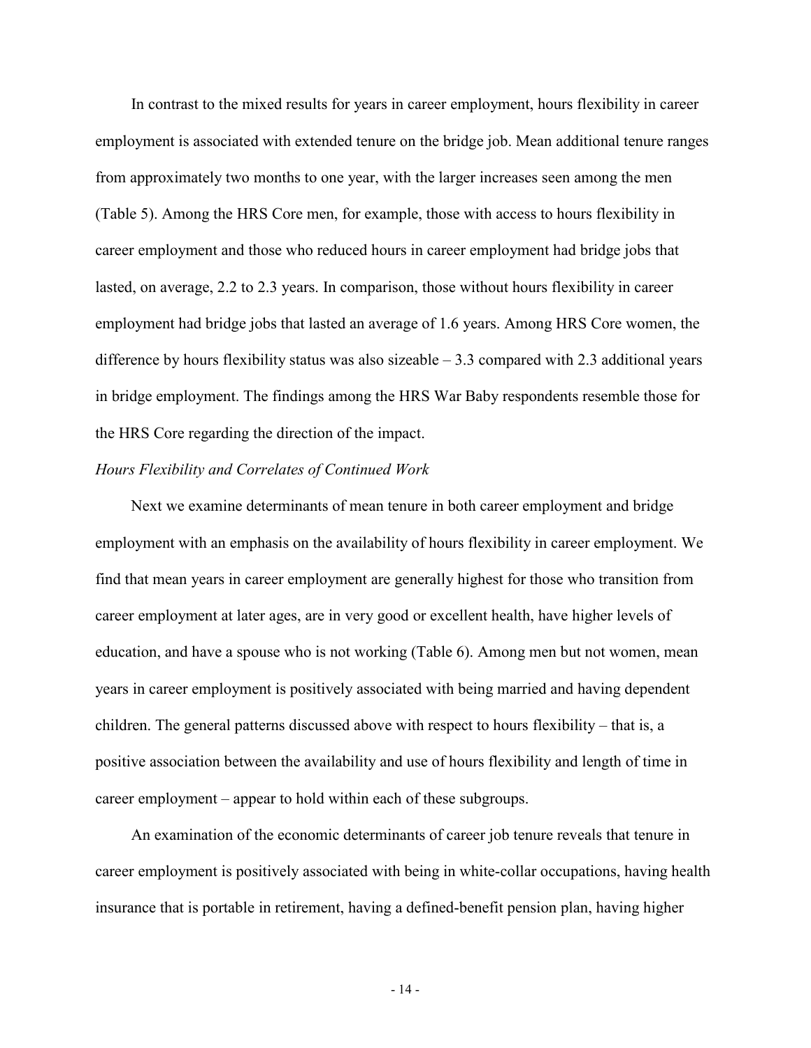In contrast to the mixed results for years in career employment, hours flexibility in career employment is associated with extended tenure on the bridge job. Mean additional tenure ranges from approximately two months to one year, with the larger increases seen among the men (Table 5). Among the HRS Core men, for example, those with access to hours flexibility in career employment and those who reduced hours in career employment had bridge jobs that lasted, on average, 2.2 to 2.3 years. In comparison, those without hours flexibility in career employment had bridge jobs that lasted an average of 1.6 years. Among HRS Core women, the difference by hours flexibility status was also sizeable – 3.3 compared with 2.3 additional years in bridge employment. The findings among the HRS War Baby respondents resemble those for the HRS Core regarding the direction of the impact.

*Hours Flexibility and Correlates of Continued Work*

Next we examine determinants of mean tenure in both career employment and bridge employment with an emphasis on the availability of hours flexibility in career employment. We find that mean years in career employment are generally highest for those who transition from career employment at later ages, are in very good or excellent health, have higher levels of education, and have a spouse who is not working (Table 6). Among men but not women, mean years in career employment is positively associated with being married and having dependent children. The general patterns discussed above with respect to hours flexibility – that is, a positive association between the availability and use of hours flexibility and length of time in career employment – appear to hold within each of these subgroups.

An examination of the economic determinants of career job tenure reveals that tenure in career employment is positively associated with being in white-collar occupations, having health insurance that is portable in retirement, having a defined-benefit pension plan, having higher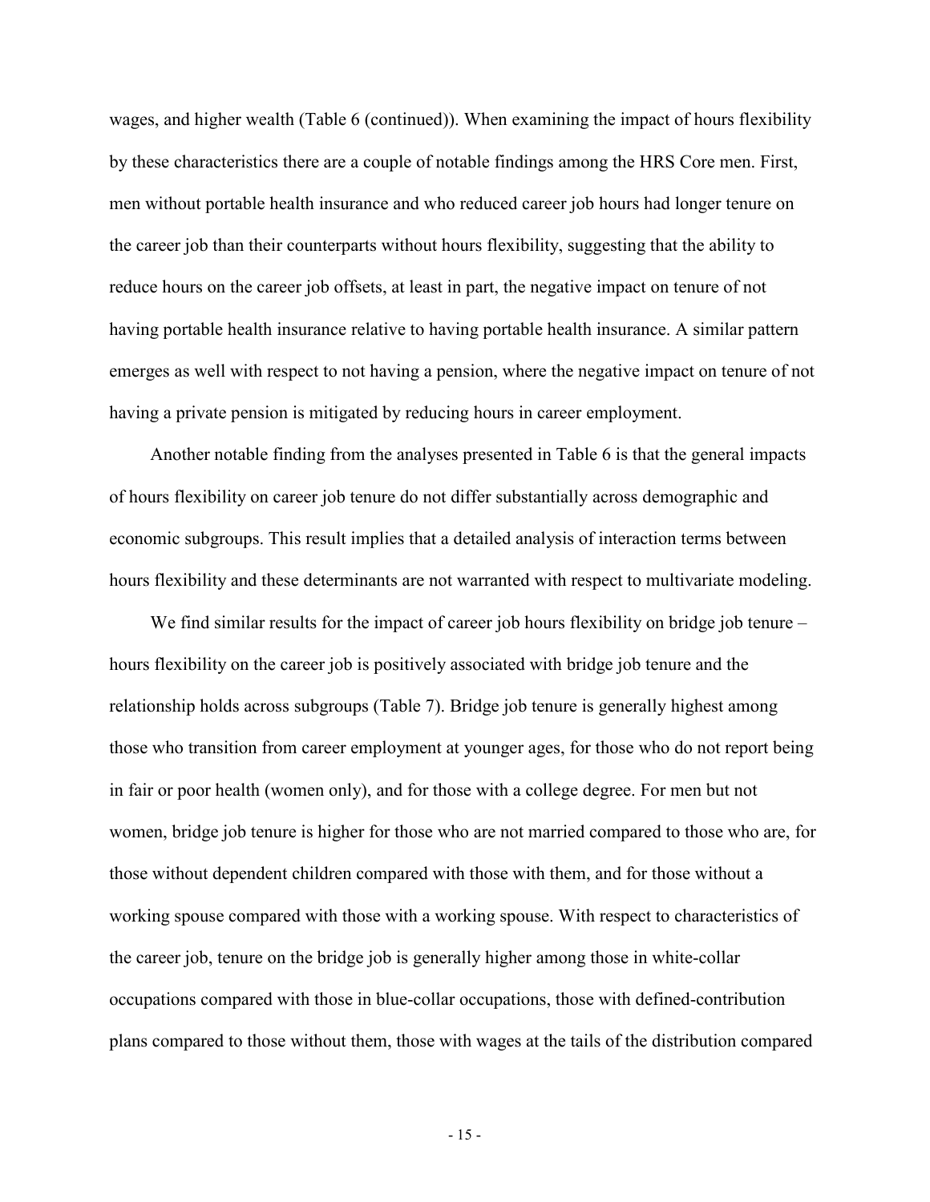wages, and higher wealth (Table 6 (continued)). When examining the impact of hours flexibility by these characteristics there are a couple of notable findings among the HRS Core men. First, men without portable health insurance and who reduced career job hours had longer tenure on the career job than their counterparts without hours flexibility, suggesting that the ability to reduce hours on the career job offsets, at least in part, the negative impact on tenure of not having portable health insurance relative to having portable health insurance. A similar pattern emerges as well with respect to not having a pension, where the negative impact on tenure of not having a private pension is mitigated by reducing hours in career employment.

Another notable finding from the analyses presented in Table 6 is that the general impacts of hours flexibility on career job tenure do not differ substantially across demographic and economic subgroups. This result implies that a detailed analysis of interaction terms between hours flexibility and these determinants are not warranted with respect to multivariate modeling.

We find similar results for the impact of career job hours flexibility on bridge job tenure – hours flexibility on the career job is positively associated with bridge job tenure and the relationship holds across subgroups (Table 7). Bridge job tenure is generally highest among those who transition from career employment at younger ages, for those who do not report being in fair or poor health (women only), and for those with a college degree. For men but not women, bridge job tenure is higher for those who are not married compared to those who are, for those without dependent children compared with those with them, and for those without a working spouse compared with those with a working spouse. With respect to characteristics of the career job, tenure on the bridge job is generally higher among those in white-collar occupations compared with those in blue-collar occupations, those with defined-contribution plans compared to those without them, those with wages at the tails of the distribution compared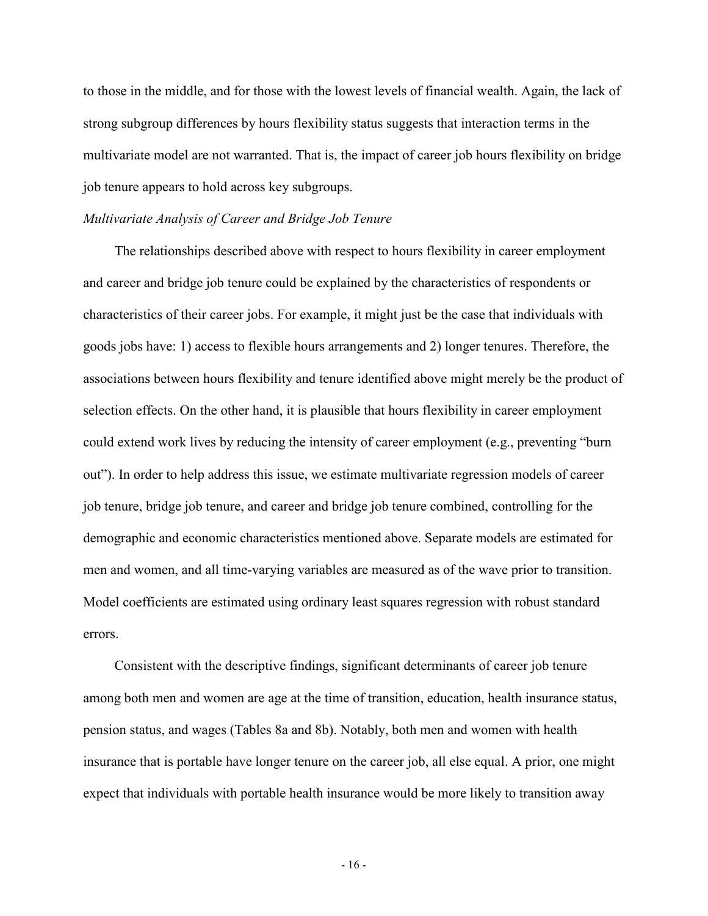to those in the middle, and for those with the lowest levels of financial wealth. Again, the lack of strong subgroup differences by hours flexibility status suggests that interaction terms in the multivariate model are not warranted. That is, the impact of career job hours flexibility on bridge job tenure appears to hold across key subgroups.

*Multivariate Analysis of Career and Bridge Job Tenure*

The relationships described above with respect to hours flexibility in career employment and career and bridge job tenure could be explained by the characteristics of respondents or characteristics of their career jobs. For example, it might just be the case that individuals with goods jobs have: 1) access to flexible hours arrangements and 2) longer tenures. Therefore, the associations between hours flexibility and tenure identified above might merely be the product of selection effects. On the other hand, it is plausible that hours flexibility in career employment could extend work lives by reducing the intensity of career employment (e.g., preventing "burn out"). In order to help address this issue, we estimate multivariate regression models of career job tenure, bridge job tenure, and career and bridge job tenure combined, controlling for the demographic and economic characteristics mentioned above. Separate models are estimated for men and women, and all time-varying variables are measured as of the wave prior to transition. Model coefficients are estimated using ordinary least squares regression with robust standard errors.

Consistent with the descriptive findings, significant determinants of career job tenure among both men and women are age at the time of transition, education, health insurance status, pension status, and wages (Tables 8a and 8b). Notably, both men and women with health insurance that is portable have longer tenure on the career job, all else equal. A prior, one might expect that individuals with portable health insurance would be more likely to transition away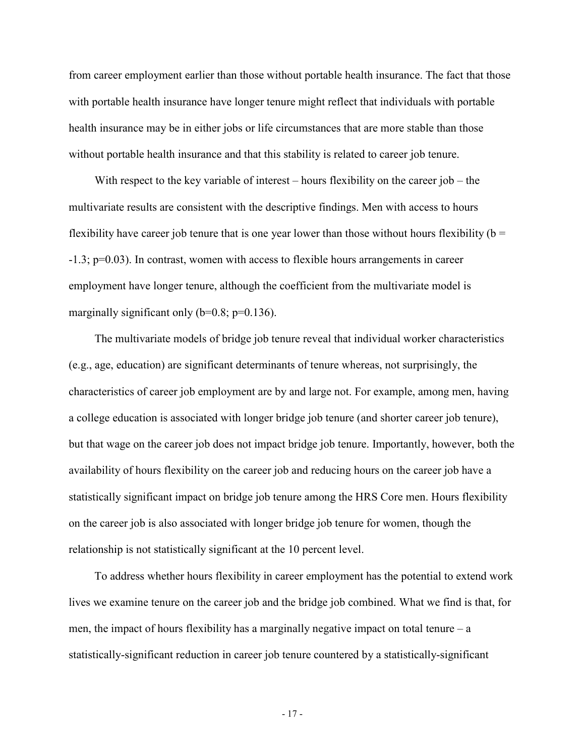from career employment earlier than those without portable health insurance. The fact that those with portable health insurance have longer tenure might reflect that individuals with portable health insurance may be in either jobs or life circumstances that are more stable than those without portable health insurance and that this stability is related to career job tenure.

With respect to the key variable of interest – hours flexibility on the career job – the multivariate results are consistent with the descriptive findings. Men with access to hours flexibility have career job tenure that is one year lower than those without hours flexibility ($b = -1.3$; $p=0.03$). In contrast, women with access to flexible hours arrangements in career employment have longer tenure, although the coefficient from the multivariate model is marginally significant only ($b=0.8$; $p=0.136$).

The multivariate models of bridge job tenure reveal that individual worker characteristics (e.g., age, education) are significant determinants of tenure whereas, not surprisingly, the characteristics of career job employment are by and large not. For example, among men, having a college education is associated with longer bridge job tenure (and shorter career job tenure), but that wage on the career job does not impact bridge job tenure. Importantly, however, both the availability of hours flexibility on the career job and reducing hours on the career job have a statistically significant impact on bridge job tenure among the HRS Core men. Hours flexibility on the career job is also associated with longer bridge job tenure for women, though the relationship is not statistically significant at the 10 percent level.

To address whether hours flexibility in career employment has the potential to extend work lives we examine tenure on the career job and the bridge job combined. What we find is that, for men, the impact of hours flexibility has a marginally negative impact on total tenure – a statistically-significant reduction in career job tenure countered by a statistically-significant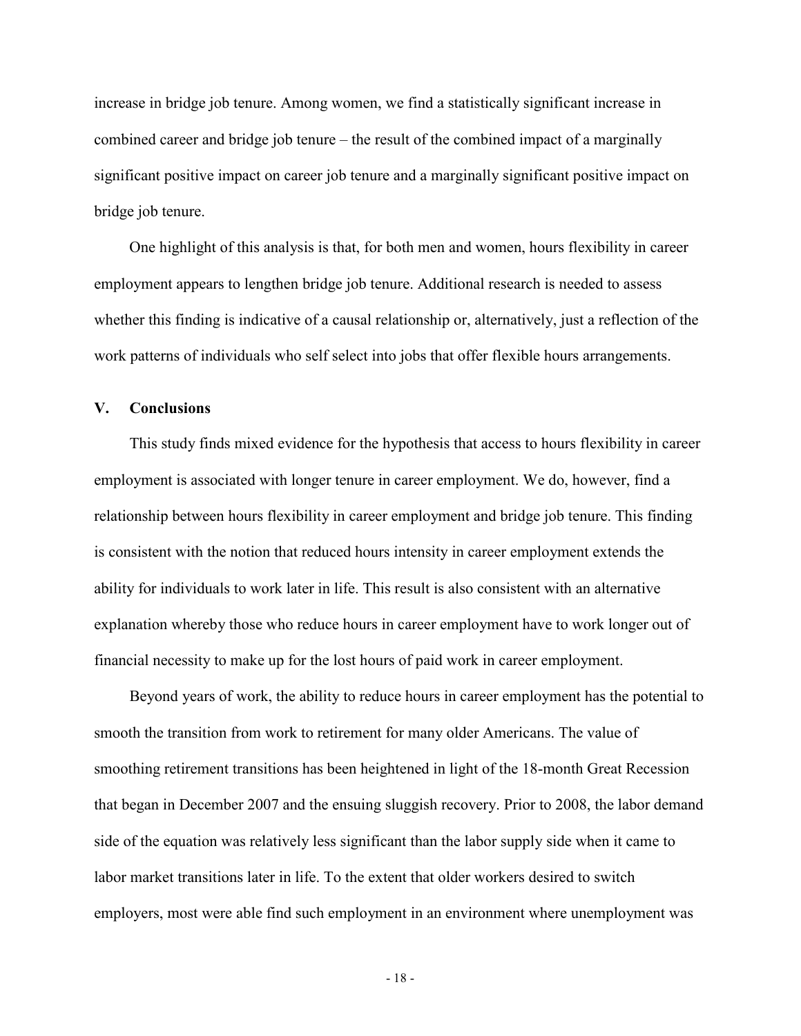increase in bridge job tenure. Among women, we find a statistically significant increase in combined career and bridge job tenure – the result of the combined impact of a marginally significant positive impact on career job tenure and a marginally significant positive impact on bridge job tenure.

One highlight of this analysis is that, for both men and women, hours flexibility in career employment appears to lengthen bridge job tenure. Additional research is needed to assess whether this finding is indicative of a causal relationship or, alternatively, just a reflection of the work patterns of individuals who self select into jobs that offer flexible hours arrangements.

## V. Conclusions

This study finds mixed evidence for the hypothesis that access to hours flexibility in career employment is associated with longer tenure in career employment. We do, however, find a relationship between hours flexibility in career employment and bridge job tenure. This finding is consistent with the notion that reduced hours intensity in career employment extends the ability for individuals to work later in life. This result is also consistent with an alternative explanation whereby those who reduce hours in career employment have to work longer out of financial necessity to make up for the lost hours of paid work in career employment.

Beyond years of work, the ability to reduce hours in career employment has the potential to smooth the transition from work to retirement for many older Americans. The value of smoothing retirement transitions has been heightened in light of the 18-month Great Recession that began in December 2007 and the ensuing sluggish recovery. Prior to 2008, the labor demand side of the equation was relatively less significant than the labor supply side when it came to labor market transitions later in life. To the extent that older workers desired to switch employers, most were able find such employment in an environment where unemployment was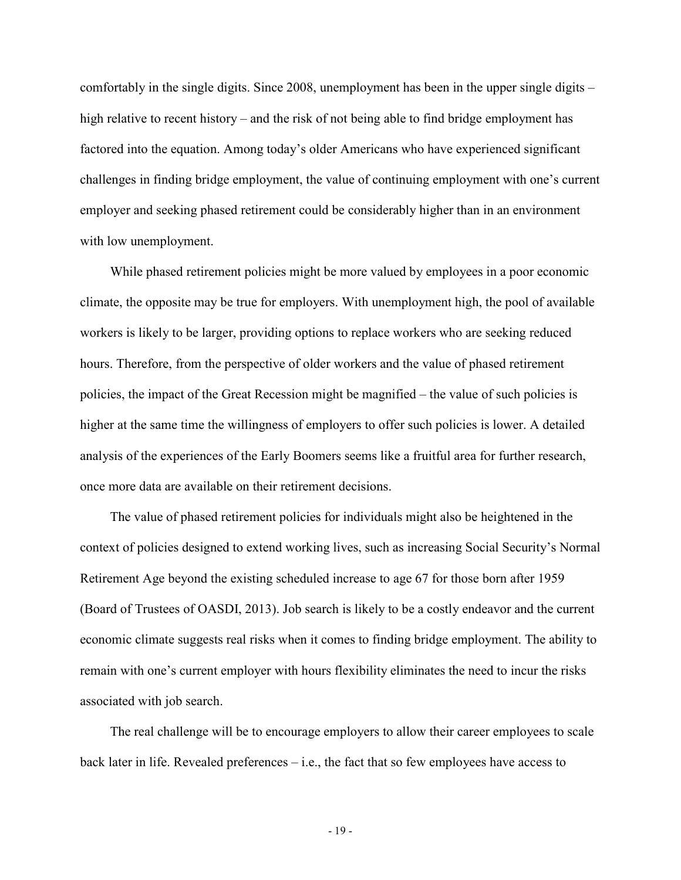comfortably in the single digits. Since 2008, unemployment has been in the upper single digits – high relative to recent history – and the risk of not being able to find bridge employment has factored into the equation. Among today's older Americans who have experienced significant challenges in finding bridge employment, the value of continuing employment with one's current employer and seeking phased retirement could be considerably higher than in an environment with low unemployment.

While phased retirement policies might be more valued by employees in a poor economic climate, the opposite may be true for employers. With unemployment high, the pool of available workers is likely to be larger, providing options to replace workers who are seeking reduced hours. Therefore, from the perspective of older workers and the value of phased retirement policies, the impact of the Great Recession might be magnified – the value of such policies is higher at the same time the willingness of employers to offer such policies is lower. A detailed analysis of the experiences of the Early Boomers seems like a fruitful area for further research, once more data are available on their retirement decisions.

The value of phased retirement policies for individuals might also be heightened in the context of policies designed to extend working lives, such as increasing Social Security's Normal Retirement Age beyond the existing scheduled increase to age 67 for those born after 1959 (Board of Trustees of OASDI, 2013). Job search is likely to be a costly endeavor and the current economic climate suggests real risks when it comes to finding bridge employment. The ability to remain with one's current employer with hours flexibility eliminates the need to incur the risks associated with job search.

The real challenge will be to encourage employers to allow their career employees to scale back later in life. Revealed preferences – i.e., the fact that so few employees have access to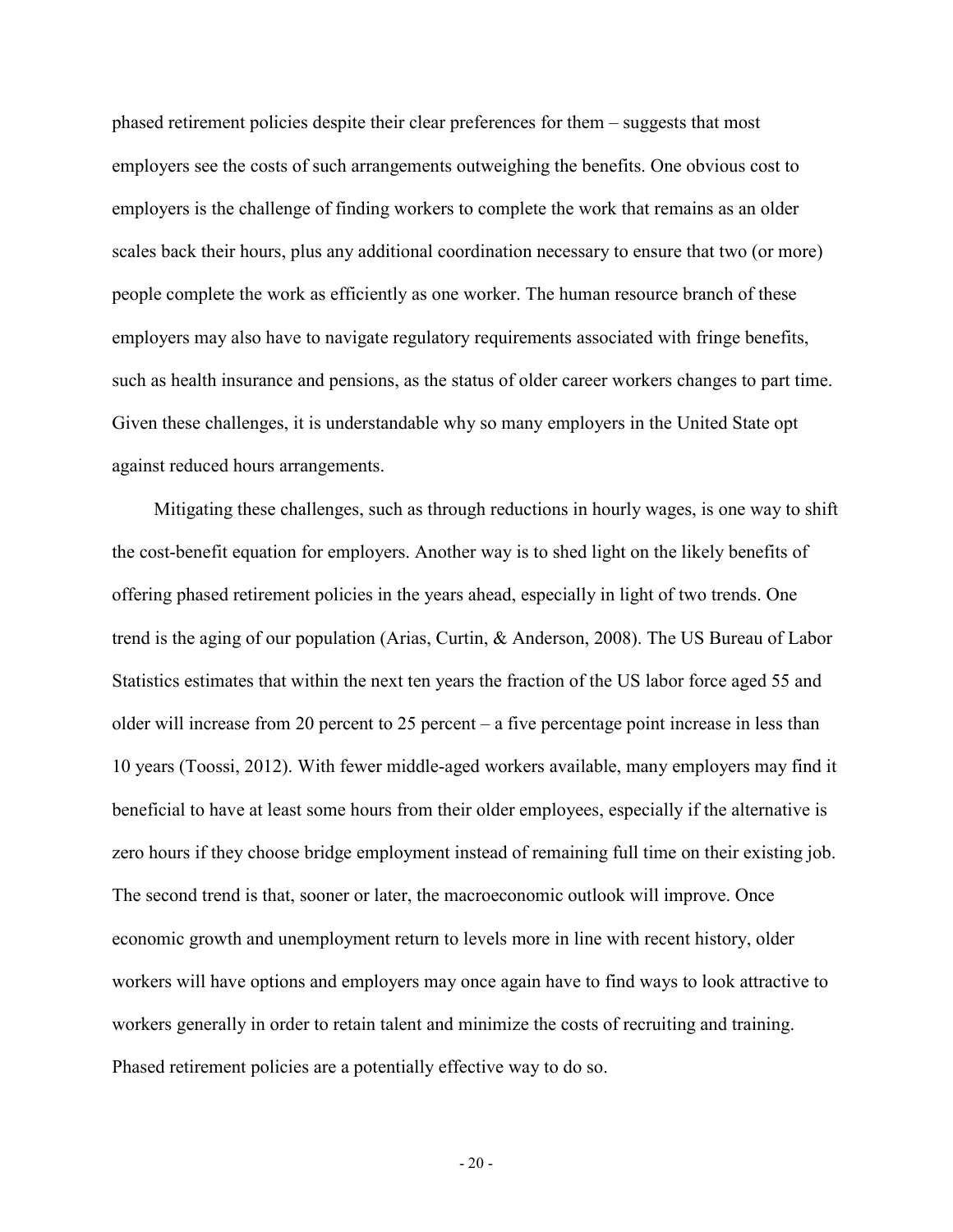phased retirement policies despite their clear preferences for them – suggests that most employers see the costs of such arrangements outweighing the benefits. One obvious cost to employers is the challenge of finding workers to complete the work that remains as an older scales back their hours, plus any additional coordination necessary to ensure that two (or more) people complete the work as efficiently as one worker. The human resource branch of these employers may also have to navigate regulatory requirements associated with fringe benefits, such as health insurance and pensions, as the status of older career workers changes to part time. Given these challenges, it is understandable why so many employers in the United State opt against reduced hours arrangements.

Mitigating these challenges, such as through reductions in hourly wages, is one way to shift the cost-benefit equation for employers. Another way is to shed light on the likely benefits of offering phased retirement policies in the years ahead, especially in light of two trends. One trend is the aging of our population (Arias, Curtin, & Anderson, 2008). The US Bureau of Labor Statistics estimates that within the next ten years the fraction of the US labor force aged 55 and older will increase from 20 percent to 25 percent – a five percentage point increase in less than 10 years (Toossi, 2012). With fewer middle-aged workers available, many employers may find it beneficial to have at least some hours from their older employees, especially if the alternative is zero hours if they choose bridge employment instead of remaining full time on their existing job. The second trend is that, sooner or later, the macroeconomic outlook will improve. Once economic growth and unemployment return to levels more in line with recent history, older workers will have options and employers may once again have to find ways to look attractive to workers generally in order to retain talent and minimize the costs of recruiting and training. Phased retirement policies are a potentially effective way to do so.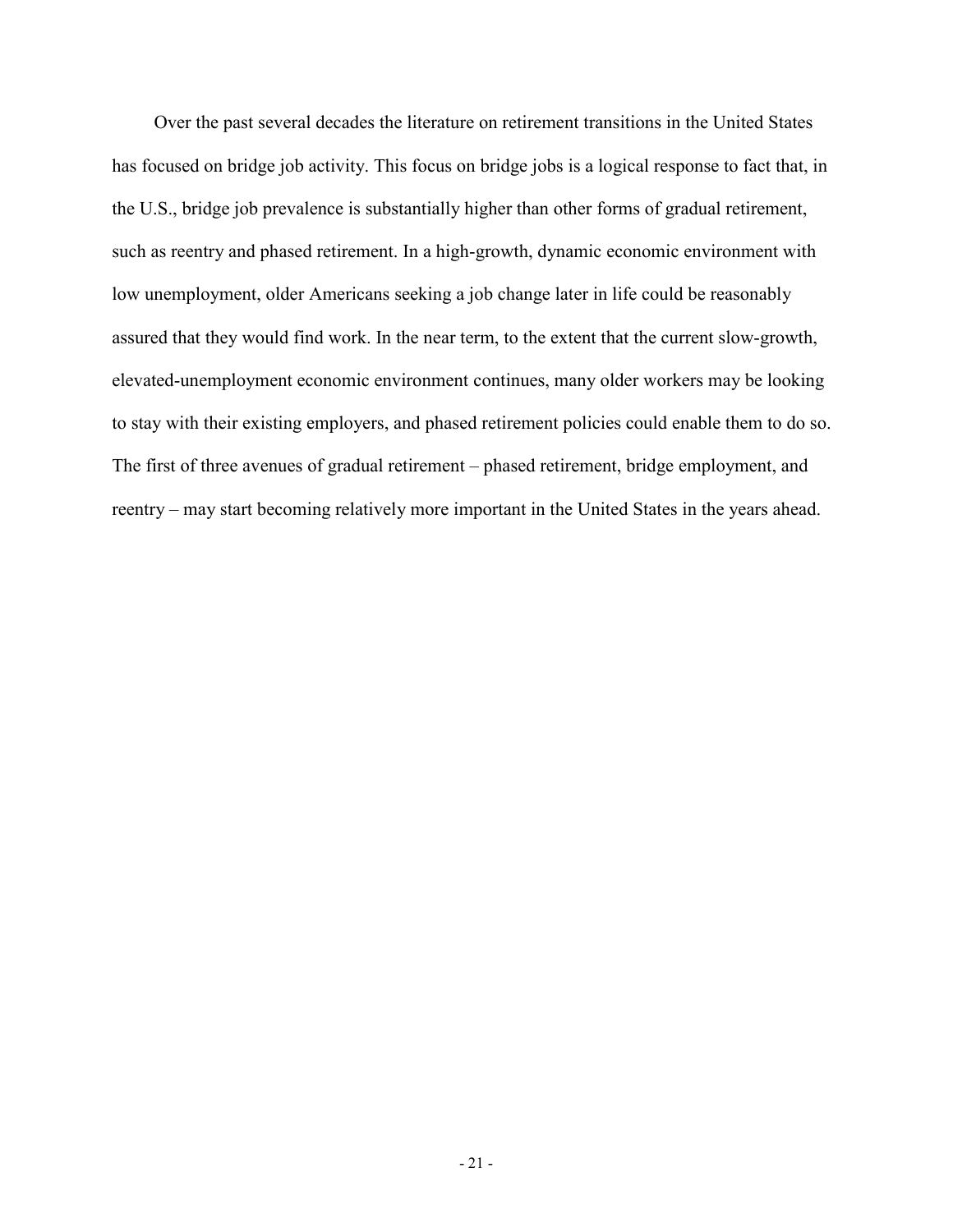Over the past several decades the literature on retirement transitions in the United States has focused on bridge job activity. This focus on bridge jobs is a logical response to fact that, in the U.S., bridge job prevalence is substantially higher than other forms of gradual retirement, such as reentry and phased retirement. In a high-growth, dynamic economic environment with low unemployment, older Americans seeking a job change later in life could be reasonably assured that they would find work. In the near term, to the extent that the current slow-growth, elevated-unemployment economic environment continues, many older workers may be looking to stay with their existing employers, and phased retirement policies could enable them to do so. The first of three avenues of gradual retirement – phased retirement, bridge employment, and reentry – may start becoming relatively more important in the United States in the years ahead.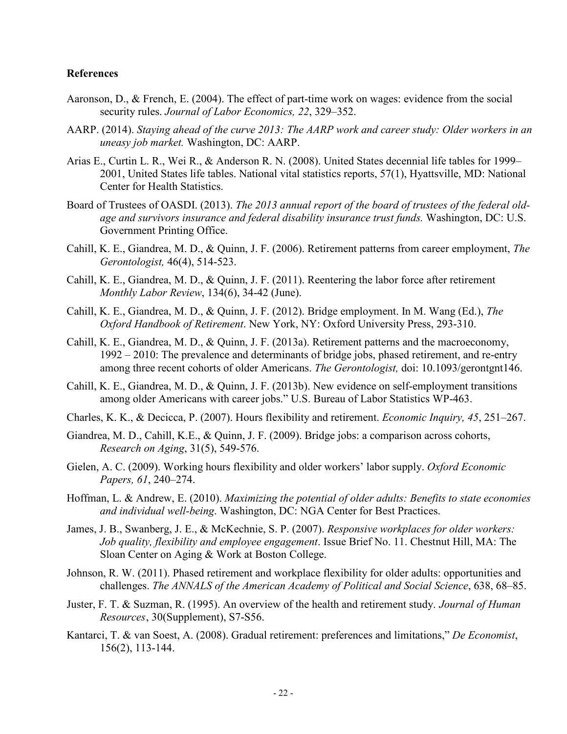**References**

Aaronson, D., & French, E. (2004). The effect of part-time work on wages: evidence from the social security rules. *Journal of Labor Economics, 22*, 329–352.

AARP. (2014). *Staying ahead of the curve 2013: The AARP work and career study: Older workers in an uneasy job market.* Washington, DC: AARP.

Arias E., Curtin L. R., Wei R., & Anderson R. N. (2008). United States decennial life tables for 1999–2001, United States life tables. National vital statistics reports, 57(1), Hyattsville, MD: National Center for Health Statistics.

Board of Trustees of OASDI. (2013). *The 2013 annual report of the board of trustees of the federal old-age and survivors insurance and federal disability insurance trust funds.* Washington, DC: U.S. Government Printing Office.

Cahill, K. E., Giandrea, M. D., & Quinn, J. F. (2006). Retirement patterns from career employment, *The Gerontologist,* 46(4), 514-523.

Cahill, K. E., Giandrea, M. D., & Quinn, J. F. (2011). Reentering the labor force after retirement *Monthly Labor Review*, 134(6), 34-42 (June).

Cahill, K. E., Giandrea, M. D., & Quinn, J. F. (2012). Bridge employment. In M. Wang (Ed.), *The Oxford Handbook of Retirement*. New York, NY: Oxford University Press, 293-310.

Cahill, K. E., Giandrea, M. D., & Quinn, J. F. (2013a). Retirement patterns and the macroeconomy, 1992 – 2010: The prevalence and determinants of bridge jobs, phased retirement, and re-entry among three recent cohorts of older Americans. *The Gerontologist,* doi: 10.1093/gerontgnt146.

Cahill, K. E., Giandrea, M. D., & Quinn, J. F. (2013b). New evidence on self-employment transitions among older Americans with career jobs." U.S. Bureau of Labor Statistics WP-463.

Charles, K. K., & Decicca, P. (2007). Hours flexibility and retirement. *Economic Inquiry, 45*, 251–267.

Giandrea, M. D., Cahill, K.E., & Quinn, J. F. (2009). Bridge jobs: a comparison across cohorts, *Research on Aging*, 31(5), 549-576.

Gielen, A. C. (2009). Working hours flexibility and older workers' labor supply. *Oxford Economic Papers, 61*, 240–274.

Hoffman, L. & Andrew, E. (2010). *Maximizing the potential of older adults: Benefits to state economies and individual well-being*. Washington, DC: NGA Center for Best Practices.

James, J. B., Swanberg, J. E., & McKechnie, S. P. (2007). *Responsive workplaces for older workers: Job quality, flexibility and employee engagement*. Issue Brief No. 11. Chestnut Hill, MA: The Sloan Center on Aging & Work at Boston College.

Johnson, R. W. (2011). Phased retirement and workplace flexibility for older adults: opportunities and challenges. *The ANNALS of the American Academy of Political and Social Science*, 638, 68–85.

Juster, F. T. & Suzman, R. (1995). An overview of the health and retirement study. *Journal of Human Resources*, 30(Supplement), S7-S56.

Kantarci, T. & van Soest, A. (2008). Gradual retirement: preferences and limitations," *De Economist*, 156(2), 113-144.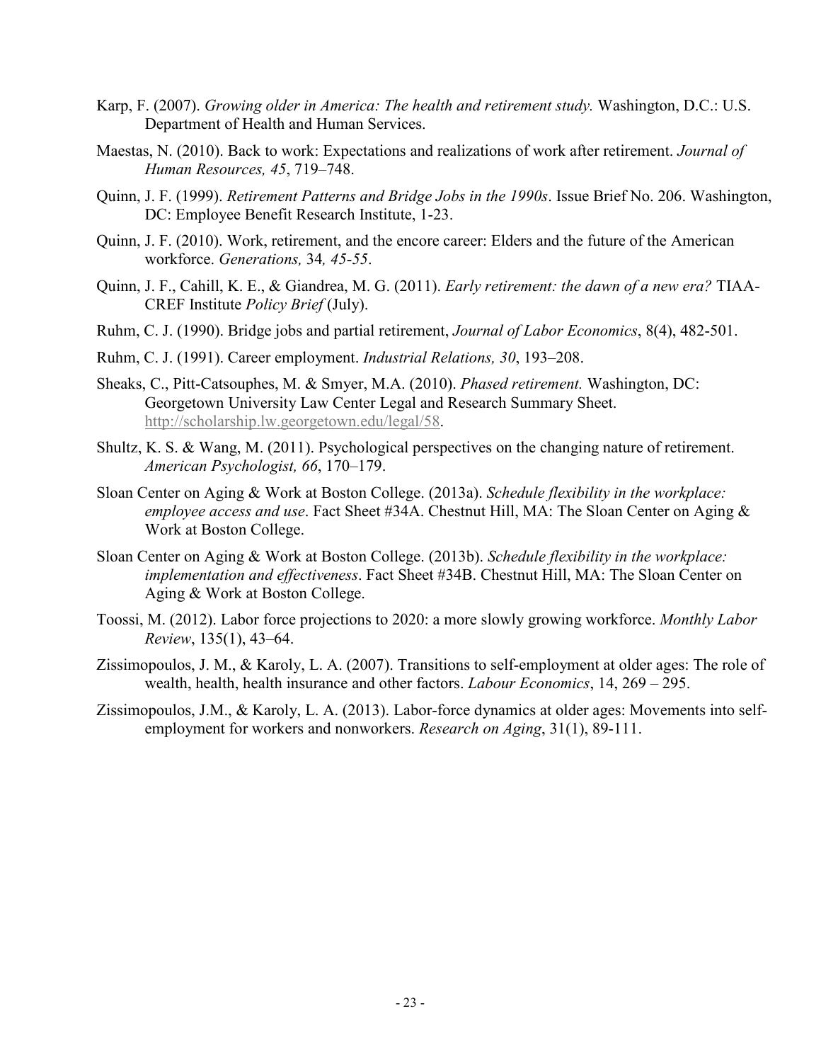Karp, F. (2007). *Growing older in America: The health and retirement study.* Washington, D.C.: U.S. Department of Health and Human Services.

Maestas, N. (2010). Back to work: Expectations and realizations of work after retirement. *Journal of Human Resources, 45*, 719–748.

Quinn, J. F. (1999). *Retirement Patterns and Bridge Jobs in the 1990s*. Issue Brief No. 206. Washington, DC: Employee Benefit Research Institute, 1-23.

Quinn, J. F. (2010). Work, retirement, and the encore career: Elders and the future of the American workforce. *Generations,* 34*, 45-55*.

Quinn, J. F., Cahill, K. E., & Giandrea, M. G. (2011). *Early retirement: the dawn of a new era?* TIAA-CREF Institute *Policy Brief* (July).

Ruhm, C. J. (1990). Bridge jobs and partial retirement, *Journal of Labor Economics*, 8(4), 482-501.

Ruhm, C. J. (1991). Career employment. *Industrial Relations, 30*, 193–208.

Sheaks, C., Pitt-Catsouphes, M. & Smyer, M.A. (2010). *Phased retirement.* Washington, DC: Georgetown University Law Center Legal and Research Summary Sheet. http://scholarship.lw.georgetown.edu/legal/58.

Shultz, K. S. & Wang, M. (2011). Psychological perspectives on the changing nature of retirement. *American Psychologist, 66*, 170–179.

Sloan Center on Aging & Work at Boston College. (2013a). *Schedule flexibility in the workplace: employee access and use*. Fact Sheet #34A. Chestnut Hill, MA: The Sloan Center on Aging & Work at Boston College.

Sloan Center on Aging & Work at Boston College. (2013b). *Schedule flexibility in the workplace: implementation and effectiveness*. Fact Sheet #34B. Chestnut Hill, MA: The Sloan Center on Aging & Work at Boston College.

Toossi, M. (2012). Labor force projections to 2020: a more slowly growing workforce. *Monthly Labor Review*, 135(1), 43–64.

Zissimopoulos, J. M., & Karoly, L. A. (2007). Transitions to self-employment at older ages: The role of wealth, health, health insurance and other factors. *Labour Economics*, 14, 269 – 295.

Zissimopoulos, J.M., & Karoly, L. A. (2013). Labor-force dynamics at older ages: Movements into self-employment for workers and nonworkers. *Research on Aging*, 31(1), 89-111.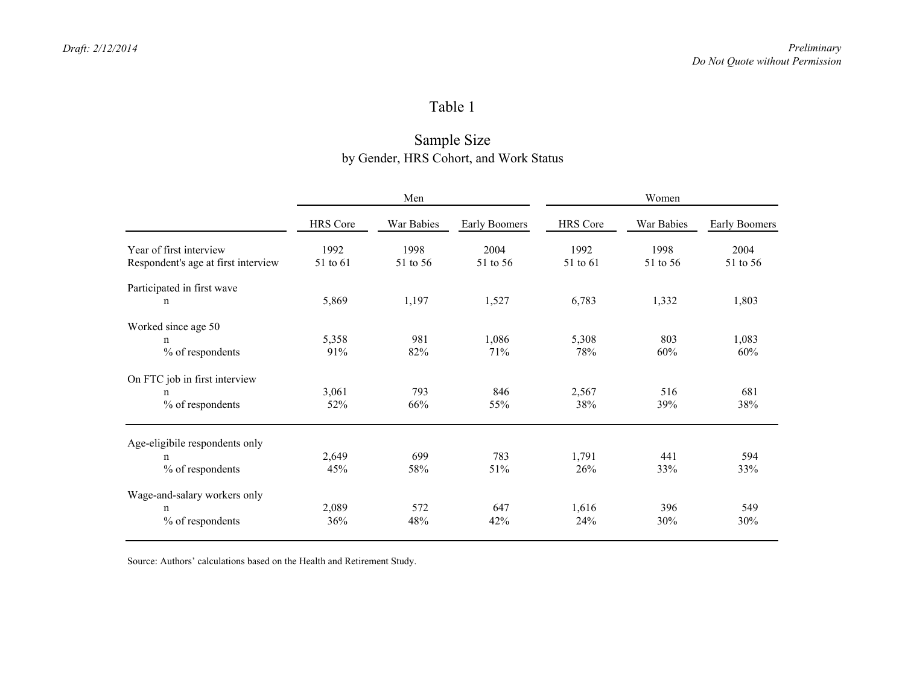# Table 1

## Sample Size
by Gender, HRS Cohort, and Work Status

| | Men | | | Women | | |
|---|---|---|---|---|---|---|
| | HRS Core | War Babies | Early Boomers | HRS Core | War Babies | Early Boomers |
| Year of first interview | 1992 | 1998 | 2004 | 1992 | 1998 | 2004 |
| Respondent's age at first interview | 51 to 61 | 51 to 56 | 51 to 56 | 51 to 61 | 51 to 56 | 51 to 56 |
| **Participated in first wave** | | | | | | |
| n | 5,869 | 1,197 | 1,527 | 6,783 | 1,332 | 1,803 |
| **Worked since age 50** | | | | | | |
| n | 5,358 | 981 | 1,086 | 5,308 | 803 | 1,083 |
| % of respondents | 91% | 82% | 71% | 78% | 60% | 60% |
| **On FTC job in first interview** | | | | | | |
| n | 3,061 | 793 | 846 | 2,567 | 516 | 681 |
| % of respondents | 52% | 66% | 55% | 38% | 39% | 38% |
| **Age-eligibile respondents only** | | | | | | |
| n | 2,649 | 699 | 783 | 1,791 | 441 | 594 |
| % of respondents | 45% | 58% | 51% | 26% | 33% | 33% |
| **Wage-and-salary workers only** | | | | | | |
| n | 2,089 | 572 | 647 | 1,616 | 396 | 549 |
| % of respondents | 36% | 48% | 42% | 24% | 30% | 30% |

Source: Authors' calculations based on the Health and Retirement Study.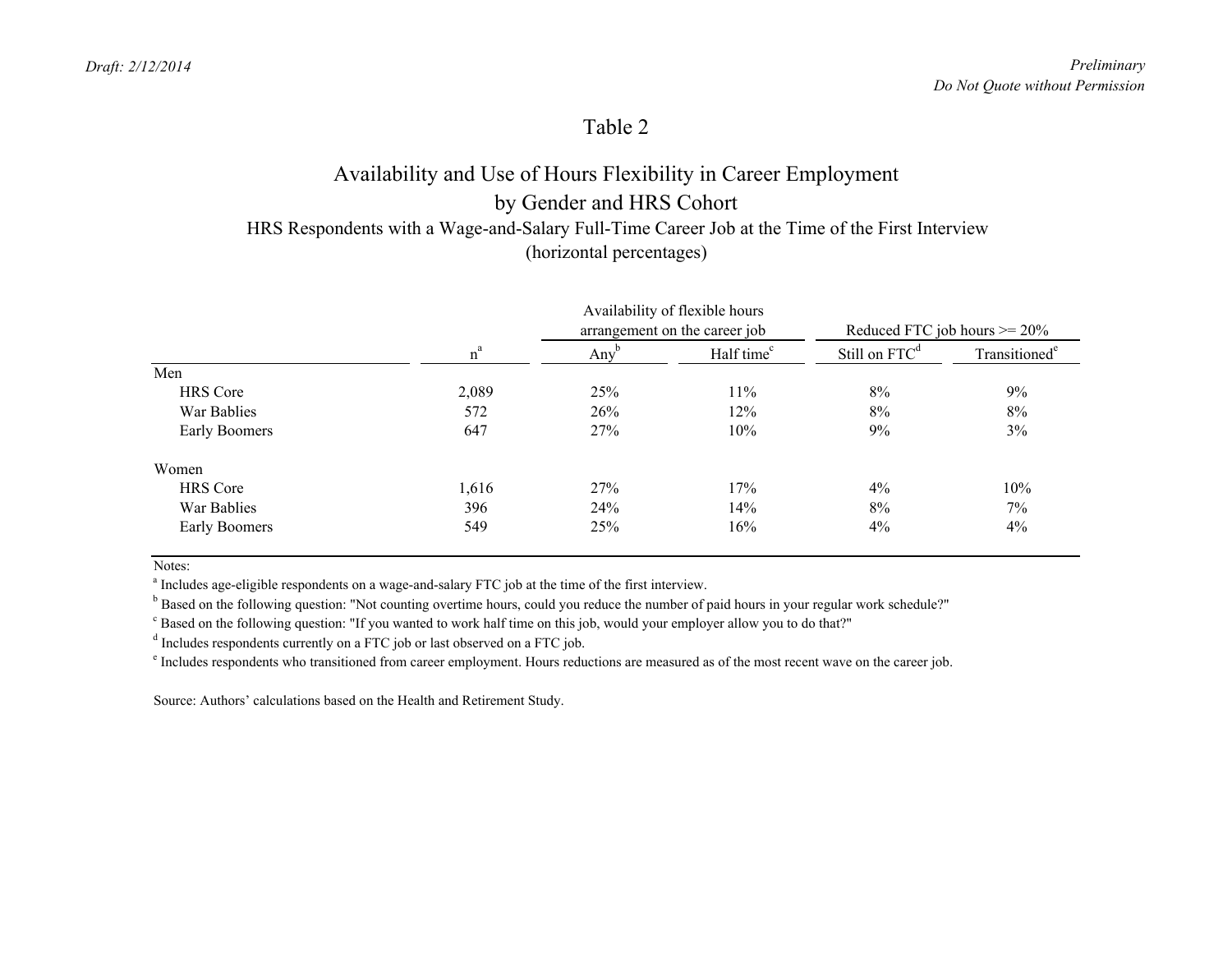Table 2

## Availability and Use of Hours Flexibility in Career Employment by Gender and HRS Cohort

HRS Respondents with a Wage-and-Salary Full-Time Career Job at the Time of the First Interview
(horizontal percentages)

| | | Availability of flexible hours arrangement on the career job | | Reduced FTC job hours >= 20% | |
|---|---|---|---|---|---|
| | n[a] | Any[b] | Half time[c] | Still on FTC[d] | Transitioned[e] |
| Men | | | | | |
| HRS Core | 2,089 | 25% | 11% | 8% | 9% |
| War Bablies | 572 | 26% | 12% | 8% | 8% |
| Early Boomers | 647 | 27% | 10% | 9% | 3% |
| Women | | | | | |
| HRS Core | 1,616 | 27% | 17% | 4% | 10% |
| War Bablies | 396 | 24% | 14% | 8% | 7% |
| Early Boomers | 549 | 25% | 16% | 4% | 4% |

Notes:

[a] Includes age-eligible respondents on a wage-and-salary FTC job at the time of the first interview.

[b] Based on the following question: "Not counting overtime hours, could you reduce the number of paid hours in your regular work schedule?"

[c] Based on the following question: "If you wanted to work half time on this job, would your employer allow you to do that?"

[d] Includes respondents currently on a FTC job or last observed on a FTC job.

[e] Includes respondents who transitioned from career employment. Hours reductions are measured as of the most recent wave on the career job.

Source: Authors' calculations based on the Health and Retirement Study.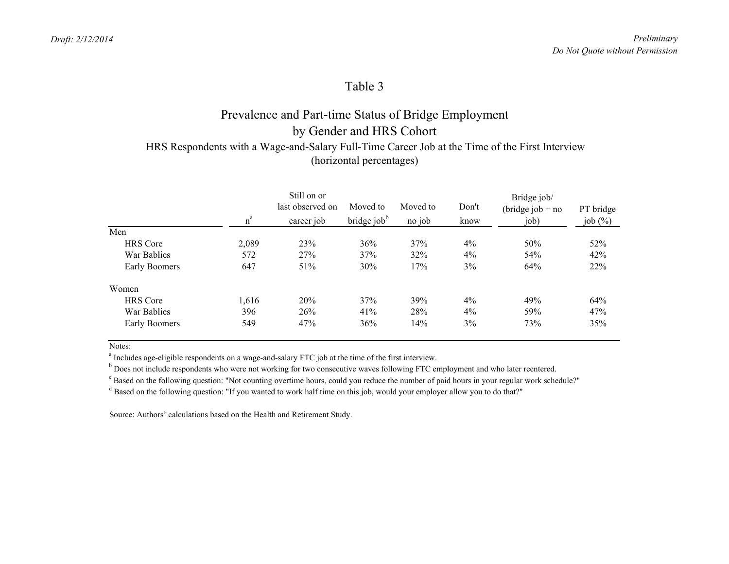Draft: 2/12/2014

*Preliminary*
*Do Not Quote without Permission*

# Table 3

## Prevalence and Part-time Status of Bridge Employment by Gender and HRS Cohort

HRS Respondents with a Wage-and-Salary Full-Time Career Job at the Time of the First Interview
(horizontal percentages)

| | n[a] | Still on or last observed on career job | Moved to bridge job[b] | Moved to no job | Don't know | Bridge job/ (bridge job + no job) | PT bridge job (%) |
|---|---|---|---|---|---|---|---|
| Men | | | | | | | |
| HRS Core | 2,089 | 23% | 36% | 37% | 4% | 50% | 52% |
| War Bablies | 572 | 27% | 37% | 32% | 4% | 54% | 42% |
| Early Boomers | 647 | 51% | 30% | 17% | 3% | 64% | 22% |
| Women | | | | | | | |
| HRS Core | 1,616 | 20% | 37% | 39% | 4% | 49% | 64% |
| War Bablies | 396 | 26% | 41% | 28% | 4% | 59% | 47% |
| Early Boomers | 549 | 47% | 36% | 14% | 3% | 73% | 35% |

Notes:

[a] Includes age-eligible respondents on a wage-and-salary FTC job at the time of the first interview.

[b] Does not include respondents who were not working for two consecutive waves following FTC employment and who later reentered.

[c] Based on the following question: "Not counting overtime hours, could you reduce the number of paid hours in your regular work schedule?"

[d] Based on the following question: "If you wanted to work half time on this job, would your employer allow you to do that?"

Source: Authors' calculations based on the Health and Retirement Study.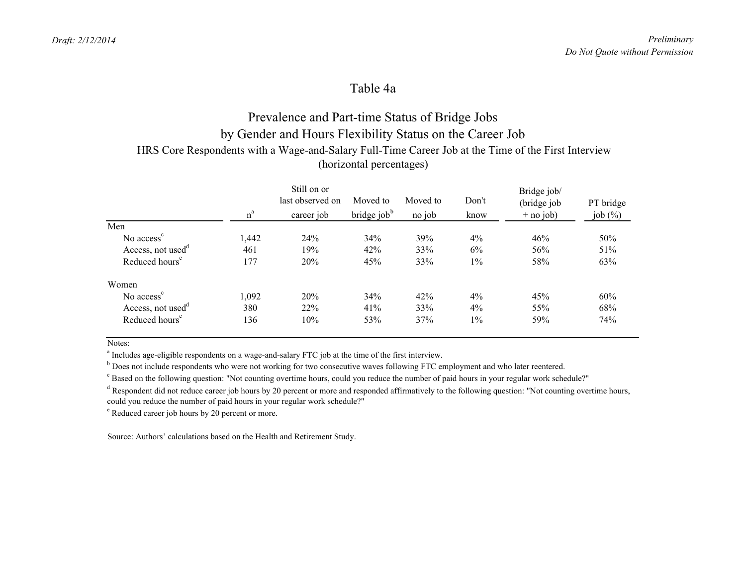# Table 4a

## Prevalence and Part-time Status of Bridge Jobs by Gender and Hours Flexibility Status on the Career Job

HRS Core Respondents with a Wage-and-Salary Full-Time Career Job at the Time of the First Interview (horizontal percentages)

| | n[a] | Still on or last observed on career job | Moved to bridge job[b] | Moved to no job | Don't know | Bridge job/ (bridge job + no job) | PT bridge job (%) |
|---|---|---|---|---|---|---|---|
| Men | | | | | | | |
| No access[c] | 1,442 | 24% | 34% | 39% | 4% | 46% | 50% |
| Access, not used[d] | 461 | 19% | 42% | 33% | 6% | 56% | 51% |
| Reduced hours[e] | 177 | 20% | 45% | 33% | 1% | 58% | 63% |
| Women | | | | | | | |
| No access[c] | 1,092 | 20% | 34% | 42% | 4% | 45% | 60% |
| Access, not used[d] | 380 | 22% | 41% | 33% | 4% | 55% | 68% |
| Reduced hours[e] | 136 | 10% | 53% | 37% | 1% | 59% | 74% |

Notes:

[a] Includes age-eligible respondents on a wage-and-salary FTC job at the time of the first interview.

[b] Does not include respondents who were not working for two consecutive waves following FTC employment and who later reentered.

[c] Based on the following question: "Not counting overtime hours, could you reduce the number of paid hours in your regular work schedule?"

[d] Respondent did not reduce career job hours by 20 percent or more and responded affirmatively to the following question: "Not counting overtime hours, could you reduce the number of paid hours in your regular work schedule?"

[e] Reduced career job hours by 20 percent or more.

Source: Authors' calculations based on the Health and Retirement Study.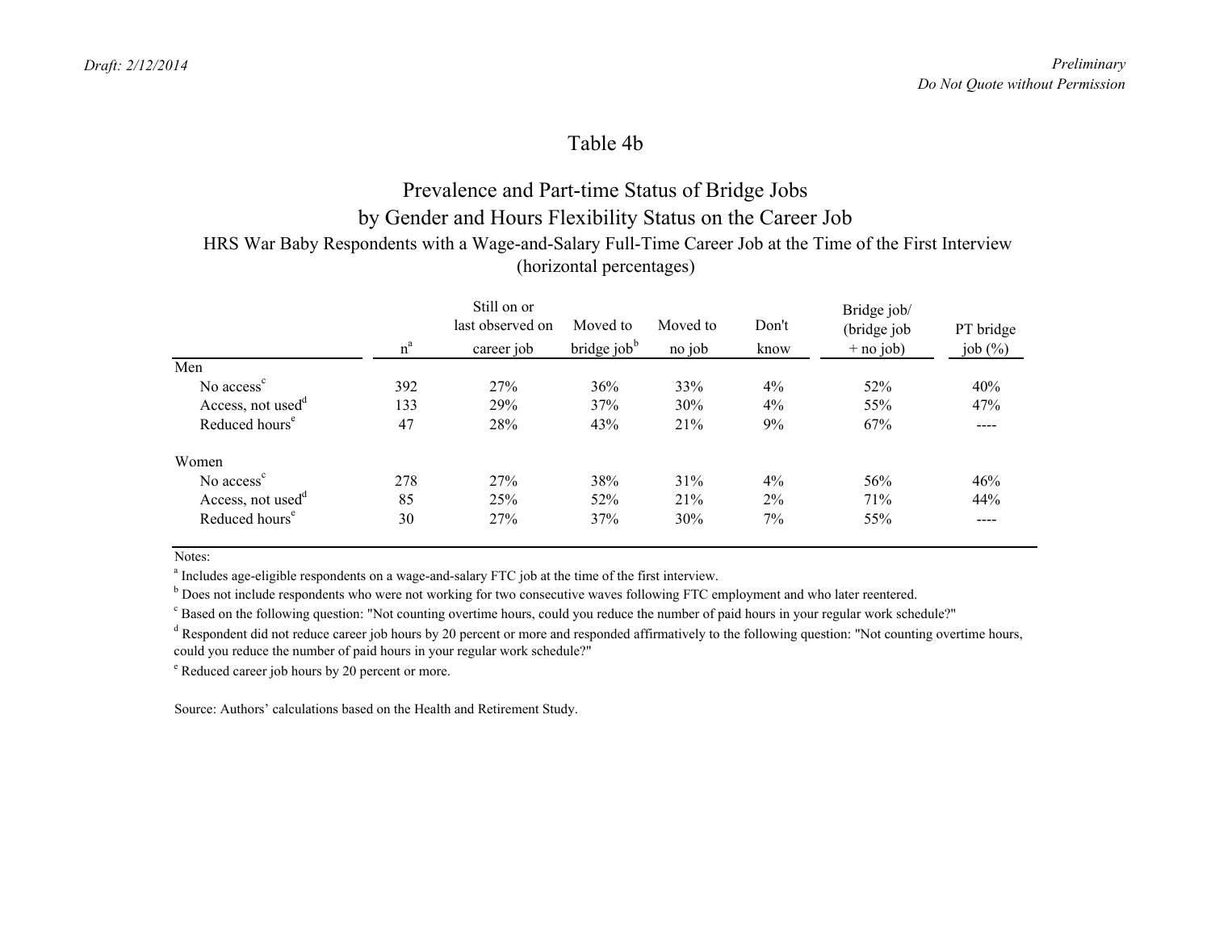# Table 4b

## Prevalence and Part-time Status of Bridge Jobs by Gender and Hours Flexibility Status on the Career Job

HRS War Baby Respondents with a Wage-and-Salary Full-Time Career Job at the Time of the First Interview (horizontal percentages)

| | n[a] | Still on or last observed on career job | Moved to bridge job[b] | Moved to no job | Don't know | Bridge job/ (bridge job + no job) | PT bridge job (%) |
|---|---|---|---|---|---|---|---|
| Men | | | | | | | |
| No access[c] | 392 | 27% | 36% | 33% | 4% | 52% | 40% |
| Access, not used[d] | 133 | 29% | 37% | 30% | 4% | 55% | 47% |
| Reduced hours[e] | 47 | 28% | 43% | 21% | 9% | 67% | ---- |
| Women | | | | | | | |
| No access[c] | 278 | 27% | 38% | 31% | 4% | 56% | 46% |
| Access, not used[d] | 85 | 25% | 52% | 21% | 2% | 71% | 44% |
| Reduced hours[e] | 30 | 27% | 37% | 30% | 7% | 55% | ---- |

Notes:

[a] Includes age-eligible respondents on a wage-and-salary FTC job at the time of the first interview.

[b] Does not include respondents who were not working for two consecutive waves following FTC employment and who later reentered.

[c] Based on the following question: "Not counting overtime hours, could you reduce the number of paid hours in your regular work schedule?"

[d] Respondent did not reduce career job hours by 20 percent or more and responded affirmatively to the following question: "Not counting overtime hours, could you reduce the number of paid hours in your regular work schedule?"

[e] Reduced career job hours by 20 percent or more.

Source: Authors' calculations based on the Health and Retirement Study.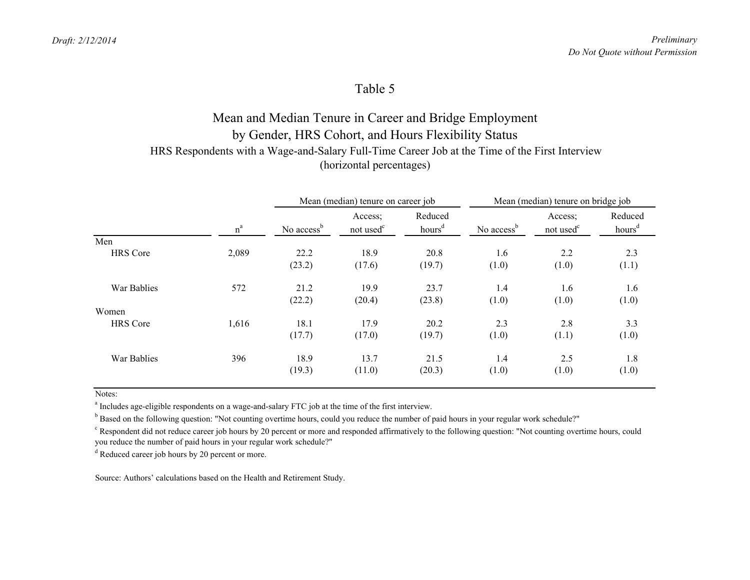*Draft: 2/12/2014*

*Preliminary*
*Do Not Quote without Permission*

# Table 5

## Mean and Median Tenure in Career and Bridge Employment by Gender, HRS Cohort, and Hours Flexibility Status

HRS Respondents with a Wage-and-Salary Full-Time Career Job at the Time of the First Interview
(horizontal percentages)

| | | Mean (median) tenure on career job | | | Mean (median) tenure on bridge job | | |
|---|---|---|---|---|---|---|---|
| | n[a] | No access[b] | Access; not used[c] | Reduced hours[d] | No access[b] | Access; not used[c] | Reduced hours[d] |
| Men | | | | | | | |
| HRS Core | 2,089 | 22.2 | 18.9 | 20.8 | 1.6 | 2.2 | 2.3 |
| | | (23.2) | (17.6) | (19.7) | (1.0) | (1.0) | (1.1) |
| War Bablies | 572 | 21.2 | 19.9 | 23.7 | 1.4 | 1.6 | 1.6 |
| | | (22.2) | (20.4) | (23.8) | (1.0) | (1.0) | (1.0) |
| Women | | | | | | | |
| HRS Core | 1,616 | 18.1 | 17.9 | 20.2 | 2.3 | 2.8 | 3.3 |
| | | (17.7) | (17.0) | (19.7) | (1.0) | (1.1) | (1.0) |
| War Bablies | 396 | 18.9 | 13.7 | 21.5 | 1.4 | 2.5 | 1.8 |
| | | (19.3) | (11.0) | (20.3) | (1.0) | (1.0) | (1.0) |

Notes:

[a] Includes age-eligible respondents on a wage-and-salary FTC job at the time of the first interview.

[b] Based on the following question: "Not counting overtime hours, could you reduce the number of paid hours in your regular work schedule?"

[c] Respondent did not reduce career job hours by 20 percent or more and responded affirmatively to the following question: "Not counting overtime hours, could you reduce the number of paid hours in your regular work schedule?"

[d] Reduced career job hours by 20 percent or more.

Source: Authors' calculations based on the Health and Retirement Study.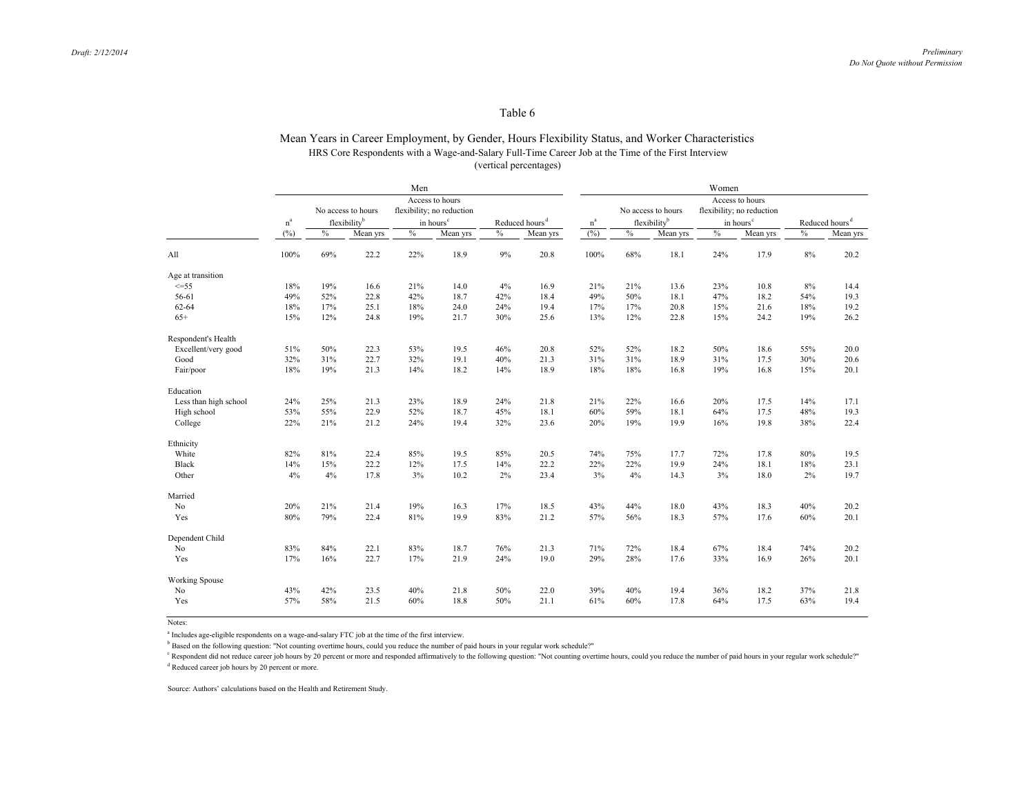# Table 6

## Mean Years in Career Employment, by Gender, Hours Flexibility Status, and Worker Characteristics

HRS Core Respondents with a Wage-and-Salary Full-Time Career Job at the Time of the First Interview
(vertical percentages)

| | Men | | | | | | | Women | | | | | | |
|---|---|---|---|---|---|---|---|---|---|---|---|---|---|---|
| | n[a] | No access to hours flexibility[b] | | Access to hours flexibility; no reduction in hours[c] | | Reduced hours[d] | | n[a] | No access to hours flexibility[b] | | Access to hours flexibility; no reduction in hours[c] | | Reduced hours[d] | |
| | (%) | % | Mean yrs | % | Mean yrs | % | Mean yrs | (%) | % | Mean yrs | % | Mean yrs | % | Mean yrs |
| All | 100% | 69% | 22.2 | 22% | 18.9 | 9% | 20.8 | 100% | 68% | 18.1 | 24% | 17.9 | 8% | 20.2 |
| Age at transition | | | | | | | | | | | | | | |
| <=55 | 18% | 19% | 16.6 | 21% | 14.0 | 4% | 16.9 | 21% | 21% | 13.6 | 23% | 10.8 | 8% | 14.4 |
| 56-61 | 49% | 52% | 22.8 | 42% | 18.7 | 42% | 18.4 | 49% | 50% | 18.1 | 47% | 18.2 | 54% | 19.3 |
| 62-64 | 18% | 17% | 25.1 | 18% | 24.0 | 24% | 19.4 | 17% | 17% | 20.8 | 15% | 21.6 | 18% | 19.2 |
| 65+ | 15% | 12% | 24.8 | 19% | 21.7 | 30% | 25.6 | 13% | 12% | 22.8 | 15% | 24.2 | 19% | 26.2 |
| Respondent's Health | | | | | | | | | | | | | | |
| Excellent/very good | 51% | 50% | 22.3 | 53% | 19.5 | 46% | 20.8 | 52% | 52% | 18.2 | 50% | 18.6 | 55% | 20.0 |
| Good | 32% | 31% | 22.7 | 32% | 19.1 | 40% | 21.3 | 31% | 31% | 18.9 | 31% | 17.5 | 30% | 20.6 |
| Fair/poor | 18% | 19% | 21.3 | 14% | 18.2 | 14% | 18.9 | 18% | 18% | 16.8 | 19% | 16.8 | 15% | 20.1 |
| Education | | | | | | | | | | | | | | |
| Less than high school | 24% | 25% | 21.3 | 23% | 18.9 | 24% | 21.8 | 21% | 22% | 16.6 | 20% | 17.5 | 14% | 17.1 |
| High school | 53% | 55% | 22.9 | 52% | 18.7 | 45% | 18.1 | 60% | 59% | 18.1 | 64% | 17.5 | 48% | 19.3 |
| College | 22% | 21% | 21.2 | 24% | 19.4 | 32% | 23.6 | 20% | 19% | 19.9 | 16% | 19.8 | 38% | 22.4 |
| Ethnicity | | | | | | | | | | | | | | |
| White | 82% | 81% | 22.4 | 85% | 19.5 | 85% | 20.5 | 74% | 75% | 17.7 | 72% | 17.8 | 80% | 19.5 |
| Black | 14% | 15% | 22.2 | 12% | 17.5 | 14% | 22.2 | 22% | 22% | 19.9 | 24% | 18.1 | 18% | 23.1 |
| Other | 4% | 4% | 17.8 | 3% | 10.2 | 2% | 23.4 | 3% | 4% | 14.3 | 3% | 18.0 | 2% | 19.7 |
| Married | | | | | | | | | | | | | | |
| No | 20% | 21% | 21.4 | 19% | 16.3 | 17% | 18.5 | 43% | 44% | 18.0 | 43% | 18.3 | 40% | 20.2 |
| Yes | 80% | 79% | 22.4 | 81% | 19.9 | 83% | 21.2 | 57% | 56% | 18.3 | 57% | 17.6 | 60% | 20.1 |
| Dependent Child | | | | | | | | | | | | | | |
| No | 83% | 84% | 22.1 | 83% | 18.7 | 76% | 21.3 | 71% | 72% | 18.4 | 67% | 18.4 | 74% | 20.2 |
| Yes | 17% | 16% | 22.7 | 17% | 21.9 | 24% | 19.0 | 29% | 28% | 17.6 | 33% | 16.9 | 26% | 20.1 |
| Working Spouse | | | | | | | | | | | | | | |
| No | 43% | 42% | 23.5 | 40% | 21.8 | 50% | 22.0 | 39% | 40% | 19.4 | 36% | 18.2 | 37% | 21.8 |
| Yes | 57% | 58% | 21.5 | 60% | 18.8 | 50% | 21.1 | 61% | 60% | 17.8 | 64% | 17.5 | 63% | 19.4 |

Notes:

[a] Includes age-eligible respondents on a wage-and-salary FTC job at the time of the first interview.

[b] Based on the following question: "Not counting overtime hours, could you reduce the number of paid hours in your regular work schedule?"

[c] Respondent did not reduce career job hours by 20 percent or more and responded affirmatively to the following question: "Not counting overtime hours, could you reduce the number of paid hours in your regular work schedule?"

[d] Reduced career job hours by 20 percent or more.

Source: Authors' calculations based on the Health and Retirement Study.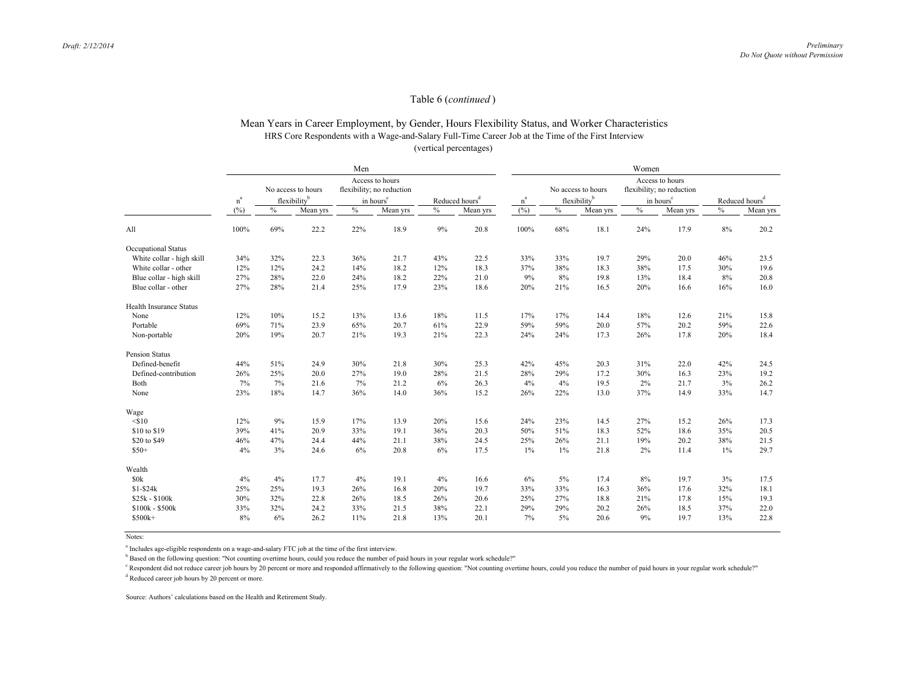Table 6 (*continued*)

Mean Years in Career Employment, by Gender, Hours Flexibility Status, and Worker Characteristics
HRS Core Respondents with a Wage-and-Salary Full-Time Career Job at the Time of the First Interview
(vertical percentages)

| | Men | | | | | | | Women | | | | | | |
|---|---|---|---|---|---|---|---|---|---|---|---|---|---|---|
| | n[a] | No access to hours flexibility[b] | | Access to hours flexibility; no reduction in hours[c] | | Reduced hours[d] | | n[a] | No access to hours flexibility[b] | | Access to hours flexibility; no reduction in hours[c] | | Reduced hours[d] | |
| | (%) | % | Mean yrs | % | Mean yrs | % | Mean yrs | (%) | % | Mean yrs | % | Mean yrs | % | Mean yrs |
| All | 100% | 69% | 22.2 | 22% | 18.9 | 9% | 20.8 | 100% | 68% | 18.1 | 24% | 17.9 | 8% | 20.2 |
| Occupational Status | | | | | | | | | | | | | | |
| White collar - high skill | 34% | 32% | 22.3 | 36% | 21.7 | 43% | 22.5 | 33% | 33% | 19.7 | 29% | 20.0 | 46% | 23.5 |
| White collar - other | 12% | 12% | 24.2 | 14% | 18.2 | 12% | 18.3 | 37% | 38% | 18.3 | 38% | 17.5 | 30% | 19.6 |
| Blue collar - high skill | 27% | 28% | 22.0 | 24% | 18.2 | 22% | 21.0 | 9% | 8% | 19.8 | 13% | 18.4 | 8% | 20.8 |
| Blue collar - other | 27% | 28% | 21.4 | 25% | 17.9 | 23% | 18.6 | 20% | 21% | 16.5 | 20% | 16.6 | 16% | 16.0 |
| Health Insurance Status | | | | | | | | | | | | | | |
| None | 12% | 10% | 15.2 | 13% | 13.6 | 18% | 11.5 | 17% | 17% | 14.4 | 18% | 12.6 | 21% | 15.8 |
| Portable | 69% | 71% | 23.9 | 65% | 20.7 | 61% | 22.9 | 59% | 59% | 20.0 | 57% | 20.2 | 59% | 22.6 |
| Non-portable | 20% | 19% | 20.7 | 21% | 19.3 | 21% | 22.3 | 24% | 24% | 17.3 | 26% | 17.8 | 20% | 18.4 |
| Pension Status | | | | | | | | | | | | | | |
| Defined-benefit | 44% | 51% | 24.9 | 30% | 21.8 | 30% | 25.3 | 42% | 45% | 20.3 | 31% | 22.0 | 42% | 24.5 |
| Defined-contribution | 26% | 25% | 20.0 | 27% | 19.0 | 28% | 21.5 | 28% | 29% | 17.2 | 30% | 16.3 | 23% | 19.2 |
| Both | 7% | 7% | 21.6 | 7% | 21.2 | 6% | 26.3 | 4% | 4% | 19.5 | 2% | 21.7 | 3% | 26.2 |
| None | 23% | 18% | 14.7 | 36% | 14.0 | 36% | 15.2 | 26% | 22% | 13.0 | 37% | 14.9 | 33% | 14.7 |
| Wage | | | | | | | | | | | | | | |
| <$10 | 12% | 9% | 15.9 | 17% | 13.9 | 20% | 15.6 | 24% | 23% | 14.5 | 27% | 15.2 | 26% | 17.3 |
| $10 to $19 | 39% | 41% | 20.9 | 33% | 19.1 | 36% | 20.3 | 50% | 51% | 18.3 | 52% | 18.6 | 35% | 20.5 |
| $20 to $49 | 46% | 47% | 24.4 | 44% | 21.1 | 38% | 24.5 | 25% | 26% | 21.1 | 19% | 20.2 | 38% | 21.5 |
| $50+ | 4% | 3% | 24.6 | 6% | 20.8 | 6% | 17.5 | 1% | 1% | 21.8 | 2% | 11.4 | 1% | 29.7 |
| Wealth | | | | | | | | | | | | | | |
| $0k | 4% | 4% | 17.7 | 4% | 19.1 | 4% | 16.6 | 6% | 5% | 17.4 | 8% | 19.7 | 3% | 17.5 |
| $1-$24k | 25% | 25% | 19.3 | 26% | 16.8 | 20% | 19.7 | 33% | 33% | 16.3 | 36% | 17.6 | 32% | 18.1 |
| $25k - $100k | 30% | 32% | 22.8 | 26% | 18.5 | 26% | 20.6 | 25% | 27% | 18.8 | 21% | 17.8 | 15% | 19.3 |
| $100k - $500k | 33% | 32% | 24.2 | 33% | 21.5 | 38% | 22.1 | 29% | 29% | 20.2 | 26% | 18.5 | 37% | 22.0 |
| $500k+ | 8% | 6% | 26.2 | 11% | 21.8 | 13% | 20.1 | 7% | 5% | 20.6 | 9% | 19.7 | 13% | 22.8 |

Notes:

[a] Includes age-eligible respondents on a wage-and-salary FTC job at the time of the first interview.

[b] Based on the following question: "Not counting overtime hours, could you reduce the number of paid hours in your regular work schedule?"

[c] Respondent did not reduce career job hours by 20 percent or more and responded affirmatively to the following question: "Not counting overtime hours, could you reduce the number of paid hours in your regular work schedule?"

[d] Reduced career job hours by 20 percent or more.

Source: Authors' calculations based on the Health and Retirement Study.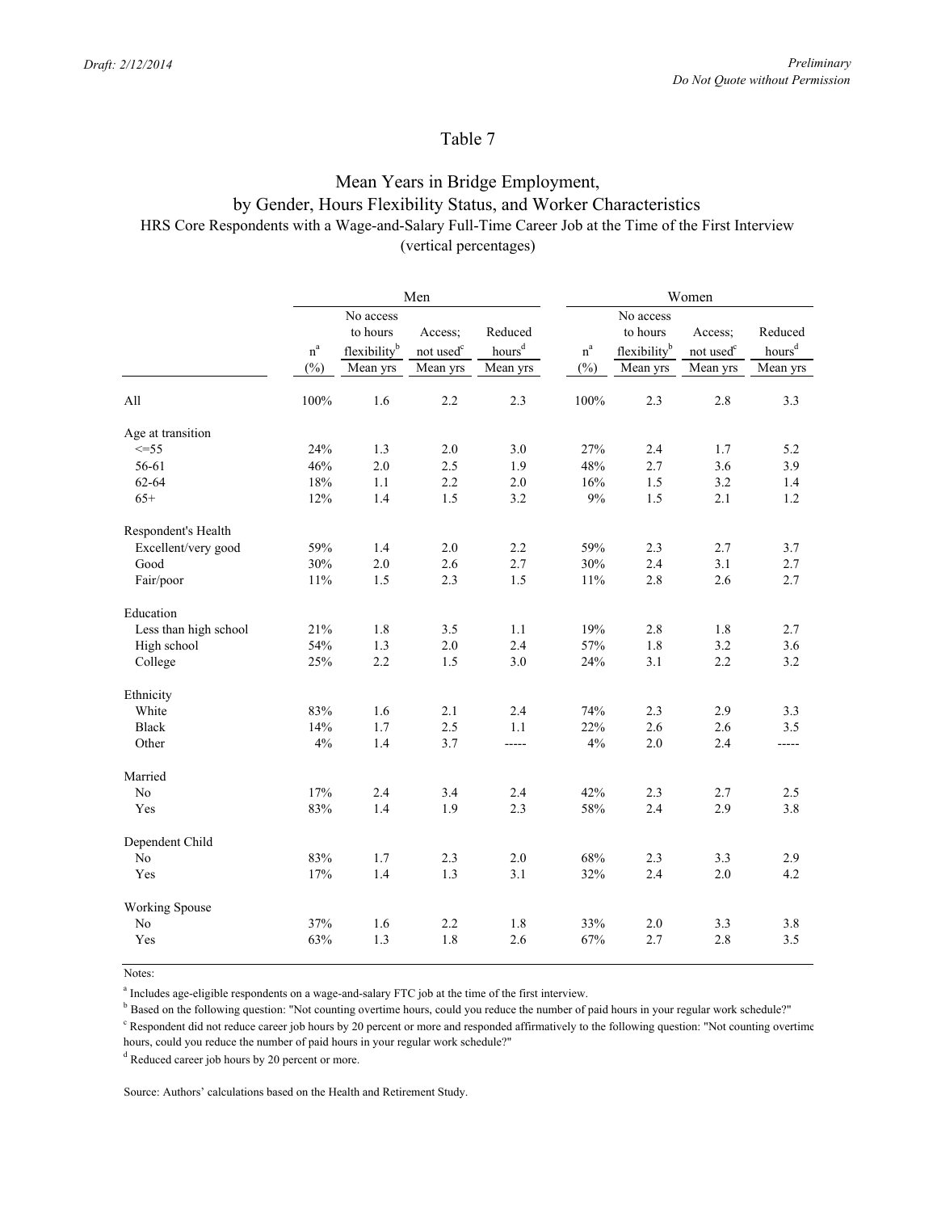Table 7

Mean Years in Bridge Employment,
by Gender, Hours Flexibility Status, and Worker Characteristics
HRS Core Respondents with a Wage-and-Salary Full-Time Career Job at the Time of the First Interview
(vertical percentages)

| | Men | | | | Women | | | |
|---|---|---|---|---|---|---|---|---|
| | n[a] | No access to hours flexibility[b] | Access; not used[c] | Reduced hours[d] | n[a] | No access to hours flexibility[b] | Access; not used[c] | Reduced hours[d] |
| | (%) | Mean yrs | Mean yrs | Mean yrs | (%) | Mean yrs | Mean yrs | Mean yrs |
| All | 100% | 1.6 | 2.2 | 2.3 | 100% | 2.3 | 2.8 | 3.3 |
| Age at transition | | | | | | | | |
| <=55 | 24% | 1.3 | 2.0 | 3.0 | 27% | 2.4 | 1.7 | 5.2 |
| 56-61 | 46% | 2.0 | 2.5 | 1.9 | 48% | 2.7 | 3.6 | 3.9 |
| 62-64 | 18% | 1.1 | 2.2 | 2.0 | 16% | 1.5 | 3.2 | 1.4 |
| 65+ | 12% | 1.4 | 1.5 | 3.2 | 9% | 1.5 | 2.1 | 1.2 |
| Respondent's Health | | | | | | | | |
| Excellent/very good | 59% | 1.4 | 2.0 | 2.2 | 59% | 2.3 | 2.7 | 3.7 |
| Good | 30% | 2.0 | 2.6 | 2.7 | 30% | 2.4 | 3.1 | 2.7 |
| Fair/poor | 11% | 1.5 | 2.3 | 1.5 | 11% | 2.8 | 2.6 | 2.7 |
| Education | | | | | | | | |
| Less than high school | 21% | 1.8 | 3.5 | 1.1 | 19% | 2.8 | 1.8 | 2.7 |
| High school | 54% | 1.3 | 2.0 | 2.4 | 57% | 1.8 | 3.2 | 3.6 |
| College | 25% | 2.2 | 1.5 | 3.0 | 24% | 3.1 | 2.2 | 3.2 |
| Ethnicity | | | | | | | | |
| White | 83% | 1.6 | 2.1 | 2.4 | 74% | 2.3 | 2.9 | 3.3 |
| Black | 14% | 1.7 | 2.5 | 1.1 | 22% | 2.6 | 2.6 | 3.5 |
| Other | 4% | 1.4 | 3.7 | ----- | 4% | 2.0 | 2.4 | ----- |
| Married | | | | | | | | |
| No | 17% | 2.4 | 3.4 | 2.4 | 42% | 2.3 | 2.7 | 2.5 |
| Yes | 83% | 1.4 | 1.9 | 2.3 | 58% | 2.4 | 2.9 | 3.8 |
| Dependent Child | | | | | | | | |
| No | 83% | 1.7 | 2.3 | 2.0 | 68% | 2.3 | 3.3 | 2.9 |
| Yes | 17% | 1.4 | 1.3 | 3.1 | 32% | 2.4 | 2.0 | 4.2 |
| Working Spouse | | | | | | | | |
| No | 37% | 1.6 | 2.2 | 1.8 | 33% | 2.0 | 3.3 | 3.8 |
| Yes | 63% | 1.3 | 1.8 | 2.6 | 67% | 2.7 | 2.8 | 3.5 |

Notes:

[a] Includes age-eligible respondents on a wage-and-salary FTC job at the time of the first interview.

[b] Based on the following question: "Not counting overtime hours, could you reduce the number of paid hours in your regular work schedule?"

[c] Respondent did not reduce career job hours by 20 percent or more and responded affirmatively to the following question: "Not counting overtime hours, could you reduce the number of paid hours in your regular work schedule?"

[d] Reduced career job hours by 20 percent or more.

Source: Authors' calculations based on the Health and Retirement Study.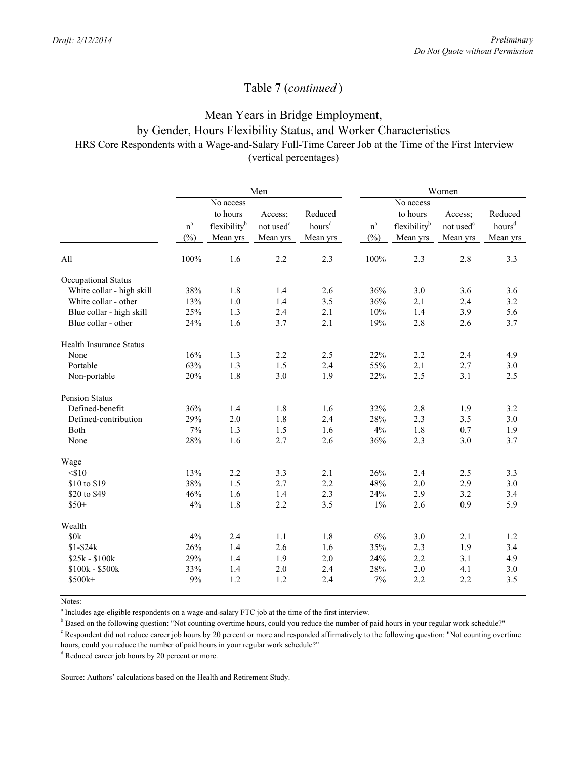Table 7 (*continued*)

## Mean Years in Bridge Employment, by Gender, Hours Flexibility Status, and Worker Characteristics

HRS Core Respondents with a Wage-and-Salary Full-Time Career Job at the Time of the First Interview (vertical percentages)

| | Men | | | | Women | | | |
|---|---|---|---|---|---|---|---|---|
| | n[a] (%) | No access to hours flexibility[b] Mean yrs | Access; not used[c] Mean yrs | Reduced hours[d] Mean yrs | n[a] (%) | No access to hours flexibility[b] Mean yrs | Access; not used[c] Mean yrs | Reduced hours[d] Mean yrs |
| All | 100% | 1.6 | 2.2 | 2.3 | 100% | 2.3 | 2.8 | 3.3 |
| **Occupational Status** | | | | | | | | |
| White collar - high skill | 38% | 1.8 | 1.4 | 2.6 | 36% | 3.0 | 3.6 | 3.6 |
| White collar - other | 13% | 1.0 | 1.4 | 3.5 | 36% | 2.1 | 2.4 | 3.2 |
| Blue collar - high skill | 25% | 1.3 | 2.4 | 2.1 | 10% | 1.4 | 3.9 | 5.6 |
| Blue collar - other | 24% | 1.6 | 3.7 | 2.1 | 19% | 2.8 | 2.6 | 3.7 |
| **Health Insurance Status** | | | | | | | | |
| None | 16% | 1.3 | 2.2 | 2.5 | 22% | 2.2 | 2.4 | 4.9 |
| Portable | 63% | 1.3 | 1.5 | 2.4 | 55% | 2.1 | 2.7 | 3.0 |
| Non-portable | 20% | 1.8 | 3.0 | 1.9 | 22% | 2.5 | 3.1 | 2.5 |
| **Pension Status** | | | | | | | | |
| Defined-benefit | 36% | 1.4 | 1.8 | 1.6 | 32% | 2.8 | 1.9 | 3.2 |
| Defined-contribution | 29% | 2.0 | 1.8 | 2.4 | 28% | 2.3 | 3.5 | 3.0 |
| Both | 7% | 1.3 | 1.5 | 1.6 | 4% | 1.8 | 0.7 | 1.9 |
| None | 28% | 1.6 | 2.7 | 2.6 | 36% | 2.3 | 3.0 | 3.7 |
| **Wage** | | | | | | | | |
| <$10 | 13% | 2.2 | 3.3 | 2.1 | 26% | 2.4 | 2.5 | 3.3 |
| $10 to $19 | 38% | 1.5 | 2.7 | 2.2 | 48% | 2.0 | 2.9 | 3.0 |
| $20 to $49 | 46% | 1.6 | 1.4 | 2.3 | 24% | 2.9 | 3.2 | 3.4 |
| $50+ | 4% | 1.8 | 2.2 | 3.5 | 1% | 2.6 | 0.9 | 5.9 |
| **Wealth** | | | | | | | | |
| $0k | 4% | 2.4 | 1.1 | 1.8 | 6% | 3.0 | 2.1 | 1.2 |
| $1-$24k | 26% | 1.4 | 2.6 | 1.6 | 35% | 2.3 | 1.9 | 3.4 |
| $25k - $100k | 29% | 1.4 | 1.9 | 2.0 | 24% | 2.2 | 3.1 | 4.9 |
| $100k - $500k | 33% | 1.4 | 2.0 | 2.4 | 28% | 2.0 | 4.1 | 3.0 |
| $500k+ | 9% | 1.2 | 1.2 | 2.4 | 7% | 2.2 | 2.2 | 3.5 |

Notes:

[a] Includes age-eligible respondents on a wage-and-salary FTC job at the time of the first interview.

[b] Based on the following question: "Not counting overtime hours, could you reduce the number of paid hours in your regular work schedule?"

[c] Respondent did not reduce career job hours by 20 percent or more and responded affirmatively to the following question: "Not counting overtime hours, could you reduce the number of paid hours in your regular work schedule?"

[d] Reduced career job hours by 20 percent or more.

Source: Authors' calculations based on the Health and Retirement Study.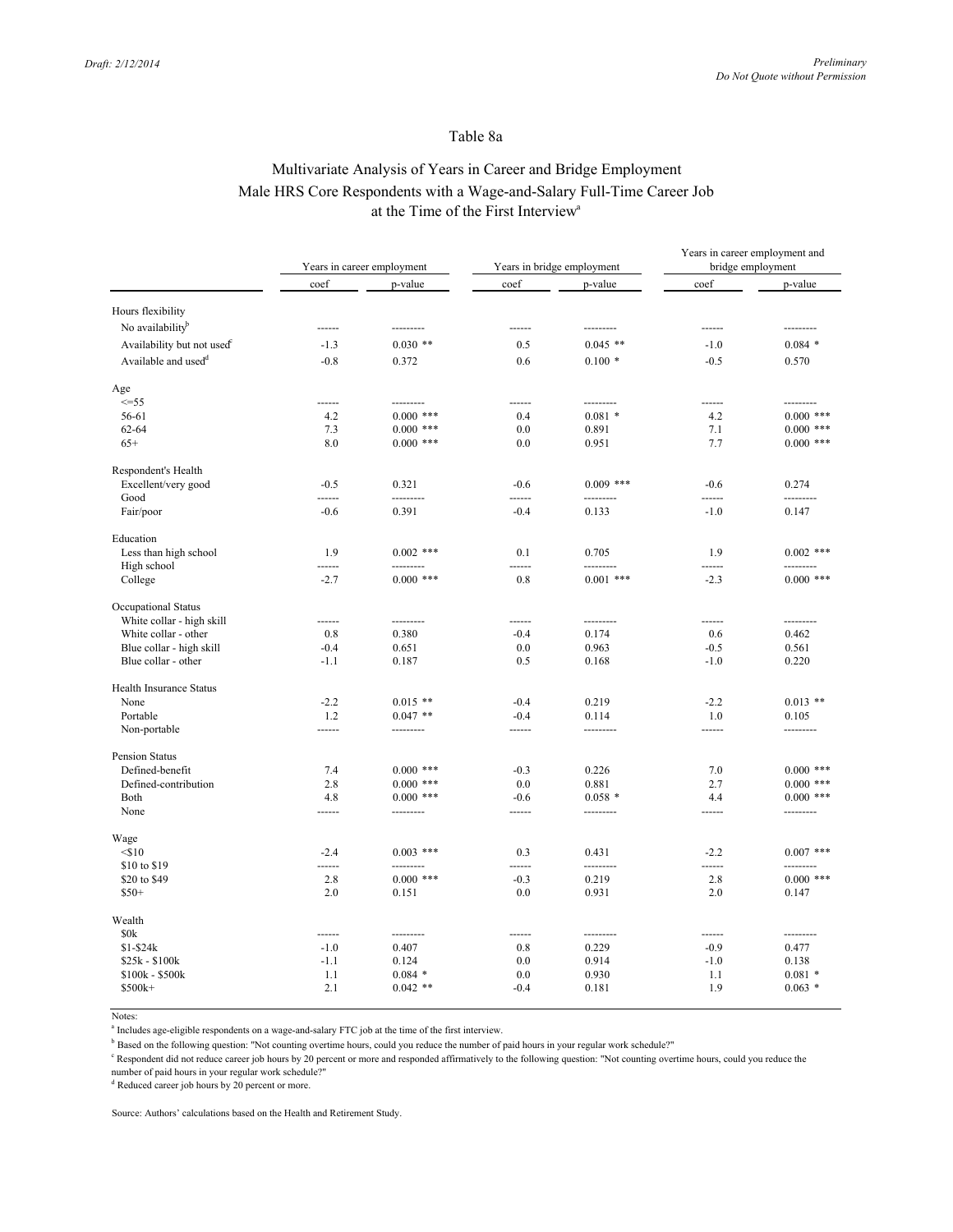# Table 8a

## Multivariate Analysis of Years in Career and Bridge Employment
## Male HRS Core Respondents with a Wage-and-Salary Full-Time Career Job at the Time of the First Interview[a]

| | Years in career employment | | Years in bridge employment | | Years in career employment and bridge employment | |
|---|---|---|---|---|---|---|
| | coef | p-value | coef | p-value | coef | p-value |
| **Hours flexibility** | | | | | | |
| No availability[b] | ------ | --------- | ------ | --------- | ------ | --------- |
| Availability but not used[c] | -1.3 | 0.030 ** | 0.5 | 0.045 ** | -1.0 | 0.084 * |
| Available and used[d] | -0.8 | 0.372 | 0.6 | 0.100 * | -0.5 | 0.570 |
| **Age** | | | | | | |
| <=55 | ------ | --------- | ------ | --------- | ------ | --------- |
| 56-61 | 4.2 | 0.000 *** | 0.4 | 0.081 * | 4.2 | 0.000 *** |
| 62-64 | 7.3 | 0.000 *** | 0.0 | 0.891 | 7.1 | 0.000 *** |
| 65+ | 8.0 | 0.000 *** | 0.0 | 0.951 | 7.7 | 0.000 *** |
| **Respondent's Health** | | | | | | |
| Excellent/very good | -0.5 | 0.321 | -0.6 | 0.009 *** | -0.6 | 0.274 |
| Good | ------ | --------- | ------ | --------- | ------ | --------- |
| Fair/poor | -0.6 | 0.391 | -0.4 | 0.133 | -1.0 | 0.147 |
| **Education** | | | | | | |
| Less than high school | 1.9 | 0.002 *** | 0.1 | 0.705 | 1.9 | 0.002 *** |
| High school | ------ | --------- | ------ | --------- | ------ | --------- |
| College | -2.7 | 0.000 *** | 0.8 | 0.001 *** | -2.3 | 0.000 *** |
| **Occupational Status** | | | | | | |
| White collar - high skill | ------ | --------- | ------ | --------- | ------ | --------- |
| White collar - other | 0.8 | 0.380 | -0.4 | 0.174 | 0.6 | 0.462 |
| Blue collar - high skill | -0.4 | 0.651 | 0.0 | 0.963 | -0.5 | 0.561 |
| Blue collar - other | -1.1 | 0.187 | 0.5 | 0.168 | -1.0 | 0.220 |
| **Health Insurance Status** | | | | | | |
| None | -2.2 | 0.015 ** | -0.4 | 0.219 | -2.2 | 0.013 ** |
| Portable | 1.2 | 0.047 ** | -0.4 | 0.114 | 1.0 | 0.105 |
| Non-portable | ------ | --------- | ------ | --------- | ------ | --------- |
| **Pension Status** | | | | | | |
| Defined-benefit | 7.4 | 0.000 *** | -0.3 | 0.226 | 7.0 | 0.000 *** |
| Defined-contribution | 2.8 | 0.000 *** | 0.0 | 0.881 | 2.7 | 0.000 *** |
| Both | 4.8 | 0.000 *** | -0.6 | 0.058 * | 4.4 | 0.000 *** |
| None | ------ | --------- | ------ | --------- | ------ | --------- |
| **Wage** | | | | | | |
| <$10 | -2.4 | 0.003 *** | 0.3 | 0.431 | -2.2 | 0.007 *** |
| $10 to $19 | ------ | --------- | ------ | --------- | ------ | --------- |
| $20 to $49 | 2.8 | 0.000 *** | -0.3 | 0.219 | 2.8 | 0.000 *** |
| $50+ | 2.0 | 0.151 | 0.0 | 0.931 | 2.0 | 0.147 |
| **Wealth** | | | | | | |
| $0k | ------ | --------- | ------ | --------- | ------ | --------- |
| $1-$24k | -1.0 | 0.407 | 0.8 | 0.229 | -0.9 | 0.477 |
| $25k - $100k | -1.1 | 0.124 | 0.0 | 0.914 | -1.0 | 0.138 |
| $100k - $500k | 1.1 | 0.084 * | 0.0 | 0.930 | 1.1 | 0.081 * |
| $500k+ | 2.1 | 0.042 ** | -0.4 | 0.181 | 1.9 | 0.063 * |

Notes:

[a] Includes age-eligible respondents on a wage-and-salary FTC job at the time of the first interview.

[b] Based on the following question: "Not counting overtime hours, could you reduce the number of paid hours in your regular work schedule?"

[c] Respondent did not reduce career job hours by 20 percent or more and responded affirmatively to the following question: "Not counting overtime hours, could you reduce the number of paid hours in your regular work schedule?"

[d] Reduced career job hours by 20 percent or more.

Source: Authors' calculations based on the Health and Retirement Study.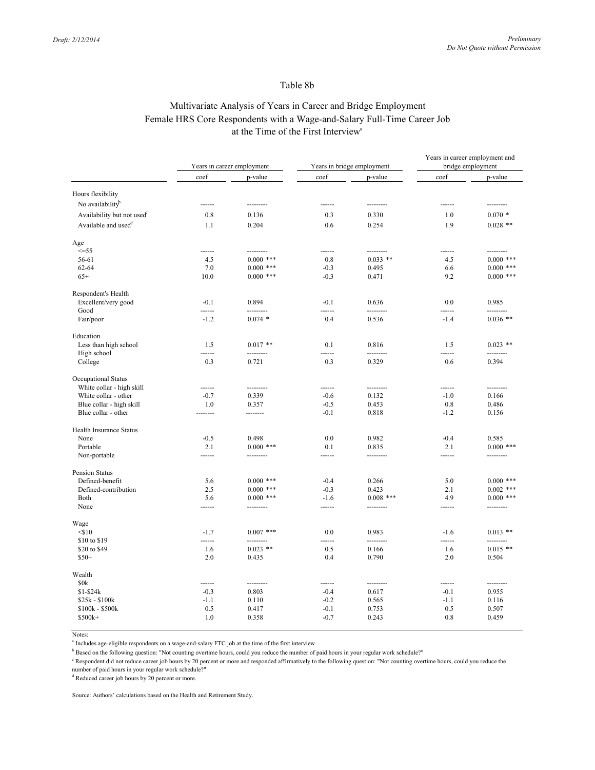# Table 8b

## Multivariate Analysis of Years in Career and Bridge Employment
## Female HRS Core Respondents with a Wage-and-Salary Full-Time Career Job at the Time of the First Interview[a]

| | Years in career employment | | Years in bridge employment | | Years in career employment and bridge employment | |
|---|---|---|---|---|---|---|
| | coef | p-value | coef | p-value | coef | p-value |
| **Hours flexibility** | | | | | | |
| No availability[b] | ------ | --------- | ------ | --------- | ------ | --------- |
| Availability but not used[c] | 0.8 | 0.136 | 0.3 | 0.330 | 1.0 | 0.070 * |
| Available and used[d] | 1.1 | 0.204 | 0.6 | 0.254 | 1.9 | 0.028 ** |
| **Age** | | | | | | |
| <=55 | ------ | --------- | ------ | --------- | ------ | --------- |
| 56-61 | 4.5 | 0.000 *** | 0.8 | 0.033 ** | 4.5 | 0.000 *** |
| 62-64 | 7.0 | 0.000 *** | -0.3 | 0.495 | 6.6 | 0.000 *** |
| 65+ | 10.0 | 0.000 *** | -0.3 | 0.471 | 9.2 | 0.000 *** |
| **Respondent's Health** | | | | | | |
| Excellent/very good | -0.1 | 0.894 | -0.1 | 0.636 | 0.0 | 0.985 |
| Good | ------ | --------- | ------ | --------- | ------ | --------- |
| Fair/poor | -1.2 | 0.074 * | 0.4 | 0.536 | -1.4 | 0.036 ** |
| **Education** | | | | | | |
| Less than high school | 1.5 | 0.017 ** | 0.1 | 0.816 | 1.5 | 0.023 ** |
| High school | ------ | --------- | ------ | --------- | ------ | --------- |
| College | 0.3 | 0.721 | 0.3 | 0.329 | 0.6 | 0.394 |
| **Occupational Status** | | | | | | |
| White collar - high skill | ------ | --------- | ------ | --------- | ------ | --------- |
| White collar - other | -0.7 | 0.339 | -0.6 | 0.132 | -1.0 | 0.166 |
| Blue collar - high skill | 1.0 | 0.357 | -0.5 | 0.453 | 0.8 | 0.486 |
| Blue collar - other | -------- | -------- | -0.1 | 0.818 | -1.2 | 0.156 |
| **Health Insurance Status** | | | | | | |
| None | -0.5 | 0.498 | 0.0 | 0.982 | -0.4 | 0.585 |
| Portable | 2.1 | 0.000 *** | 0.1 | 0.835 | 2.1 | 0.000 *** |
| Non-portable | ------ | --------- | ------ | --------- | ------ | --------- |
| **Pension Status** | | | | | | |
| Defined-benefit | 5.6 | 0.000 *** | -0.4 | 0.266 | 5.0 | 0.000 *** |
| Defined-contribution | 2.5 | 0.000 *** | -0.3 | 0.423 | 2.1 | 0.002 *** |
| Both | 5.6 | 0.000 *** | -1.6 | 0.008 *** | 4.9 | 0.000 *** |
| None | ------ | --------- | ------ | --------- | ------ | --------- |
| **Wage** | | | | | | |
| <$10 | -1.7 | 0.007 *** | 0.0 | 0.983 | -1.6 | 0.013 ** |
| $10 to $19 | ------ | --------- | ------ | --------- | ------ | --------- |
| $20 to $49 | 1.6 | 0.023 ** | 0.5 | 0.166 | 1.6 | 0.015 ** |
| $50+ | 2.0 | 0.435 | 0.4 | 0.790 | 2.0 | 0.504 |
| **Wealth** | | | | | | |
| $0k | ------ | --------- | ------ | --------- | ------ | --------- |
| $1-$24k | -0.3 | 0.803 | -0.4 | 0.617 | -0.1 | 0.955 |
| $25k - $100k | -1.1 | 0.110 | -0.2 | 0.565 | -1.1 | 0.116 |
| $100k - $500k | 0.5 | 0.417 | -0.1 | 0.753 | 0.5 | 0.507 |
| $500k+ | 1.0 | 0.358 | -0.7 | 0.243 | 0.8 | 0.459 |

Notes:

[a] Includes age-eligible respondents on a wage-and-salary FTC job at the time of the first interview.

[b] Based on the following question: "Not counting overtime hours, could you reduce the number of paid hours in your regular work schedule?"

[c] Respondent did not reduce career job hours by 20 percent or more and responded affirmatively to the following question: "Not counting overtime hours, could you reduce the number of paid hours in your regular work schedule?"

[d] Reduced career job hours by 20 percent or more.

Source: Authors' calculations based on the Health and Retirement Study.